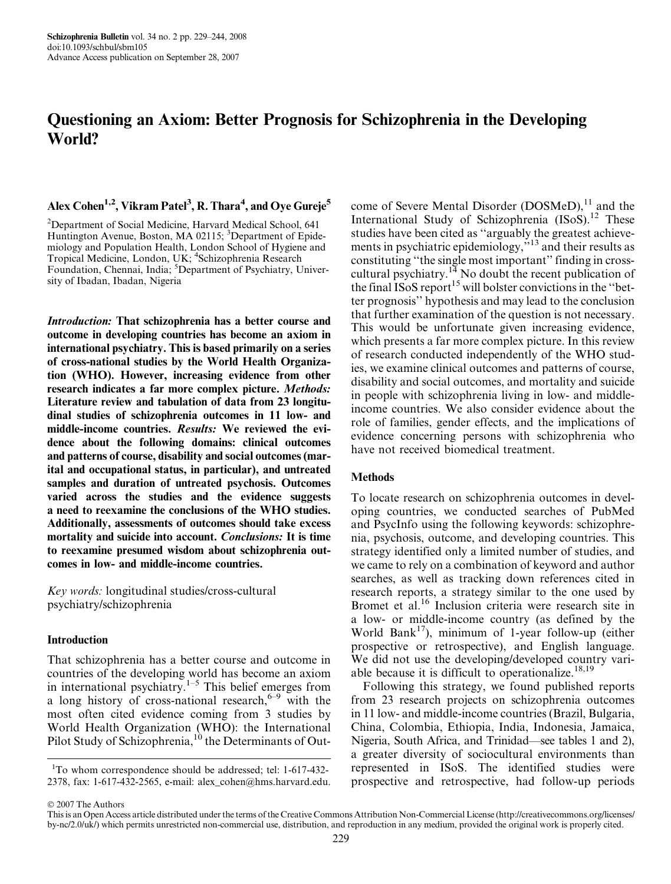# Questioning an Axiom: Better Prognosis for Schizophrenia in the Developing World?

**Alex Cohen[1,2], Vikram Patel[3], R. Thara[4], and Oye Gureje[5]**

[2]Department of Social Medicine, Harvard Medical School, 641 Huntington Avenue, Boston, MA 02115; [3]Department of Epidemiology and Population Health, London School of Hygiene and Tropical Medicine, London, UK; [4]Schizophrenia Research Foundation, Chennai, India; [5]Department of Psychiatry, University of Ibadan, Ibadan, Nigeria

***Introduction:*** **That schizophrenia has a better course and outcome in developing countries has become an axiom in international psychiatry. This is based primarily on a series of cross-national studies by the World Health Organization (WHO). However, increasing evidence from other research indicates a far more complex picture.** ***Methods:*** **Literature review and tabulation of data from 23 longitudinal studies of schizophrenia outcomes in 11 low- and middle-income countries.** ***Results:*** **We reviewed the evidence about the following domains: clinical outcomes and patterns of course, disability and social outcomes (marital and occupational status, in particular), and untreated samples and duration of untreated psychosis. Outcomes varied across the studies and the evidence suggests a need to reexamine the conclusions of the WHO studies. Additionally, assessments of outcomes should take excess mortality and suicide into account.** ***Conclusions:*** **It is time to reexamine presumed wisdom about schizophrenia outcomes in low- and middle-income countries.**

*Key words:* longitudinal studies/cross-cultural psychiatry/schizophrenia

## Introduction

That schizophrenia has a better course and outcome in countries of the developing world has become an axiom in international psychiatry.[1–5] This belief emerges from a long history of cross-national research,[6–9] with the most often cited evidence coming from 3 studies by World Health Organization (WHO): the International Pilot Study of Schizophrenia,[10] the Determinants of Outcome of Severe Mental Disorder (DOSMeD),[11] and the International Study of Schizophrenia (ISoS).[12] These studies have been cited as "arguably the greatest achievements in psychiatric epidemiology,"[13] and their results as constituting "the single most important" finding in cross-cultural psychiatry.[14] No doubt the recent publication of the final ISoS report[15] will bolster convictions in the "better prognosis" hypothesis and may lead to the conclusion that further examination of the question is not necessary. This would be unfortunate given increasing evidence, which presents a far more complex picture. In this review of research conducted independently of the WHO studies, we examine clinical outcomes and patterns of course, disability and social outcomes, and mortality and suicide in people with schizophrenia living in low- and middle-income countries. We also consider evidence about the role of families, gender effects, and the implications of evidence concerning persons with schizophrenia who have not received biomedical treatment.

## Methods

To locate research on schizophrenia outcomes in developing countries, we conducted searches of PubMed and PsycInfo using the following keywords: schizophrenia, psychosis, outcome, and developing countries. This strategy identified only a limited number of studies, and we came to rely on a combination of keyword and author searches, as well as tracking down references cited in research reports, a strategy similar to the one used by Bromet et al.[16] Inclusion criteria were research site in a low- or middle-income country (as defined by the World Bank[17]), minimum of 1-year follow-up (either prospective or retrospective), and English language. We did not use the developing/developed country variable because it is difficult to operationalize.[18,19]

Following this strategy, we found published reports from 23 research projects on schizophrenia outcomes in 11 low- and middle-income countries (Brazil, Bulgaria, China, Colombia, Ethiopia, India, Indonesia, Jamaica, Nigeria, South Africa, and Trinidad—see tables 1 and 2), a greater diversity of sociocultural environments than represented in ISoS. The identified studies were prospective and retrospective, had follow-up periods

[1]To whom correspondence should be addressed; tel: 1-617-432-2378, fax: 1-617-432-2565, e-mail: alex_cohen@hms.harvard.edu.

© 2007 The Authors

This is an Open Access article distributed under the terms of the Creative Commons Attribution Non-Commercial License (http://creativecommons.org/licenses/by-nc/2.0/uk/) which permits unrestricted non-commercial use, distribution, and reproduction in any medium, provided the original work is properly cited.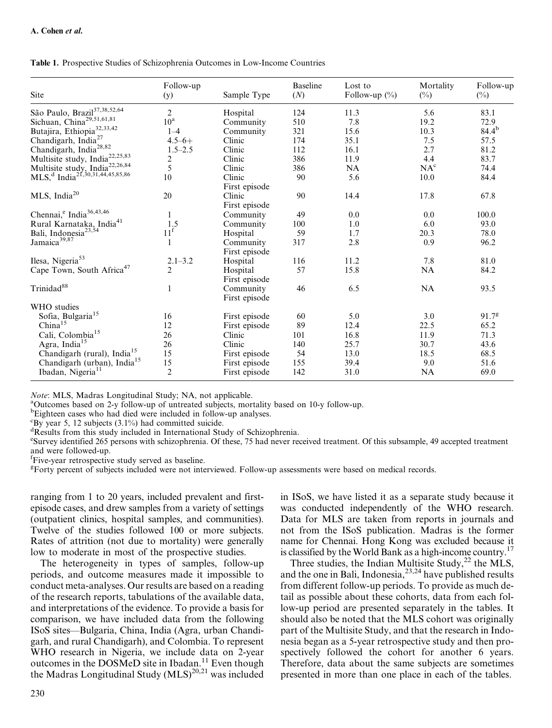**Table 1.** Prospective Studies of Schizophrenia Outcomes in Low-Income Countries

| Site | Follow-up (y) | Sample Type | Baseline (N) | Lost to Follow-up (%) | Mortality (%) | Follow-up (%) |
|---|---|---|---|---|---|---|
| São Paulo, Brazil[37,38,52,64] | 2 | Hospital | 124 | 11.3 | 5.6 | 83.1 |
| Sichuan, China[29,51,61,81] | 10[a] | Community | 510 | 7.8 | 19.2 | 72.9 |
| Butajira, Ethiopia[32,33,42] | 1–4 | Community | 321 | 15.6 | 10.3 | 84.4[b] |
| Chandigarh, India[27] | 4.5–6+ | Clinic | 174 | 35.1 | 7.5 | 57.5 |
| Chandigarh, India[28,82] | 1.5–2.5 | Clinic | 112 | 16.1 | 2.7 | 81.2 |
| Multisite study, India[22,25,83] | 2 | Clinic | 386 | 11.9 | 4.4 | 83.7 |
| Multisite study, India[22,26,84] | 5 | Clinic | 386 | NA | NA[c] | 74.4 |
| MLS,[d] India[21,30,31,44,45,85,86] | 10 | Clinic First episode | 90 | 5.6 | 10.0 | 84.4 |
| MLS, India[20] | 20 | Clinic First episode | 90 | 14.4 | 17.8 | 67.8 |
| Chennai,[e] India[36,43,46] | 1 | Community | 49 | 0.0 | 0.0 | 100.0 |
| Rural Karnataka, India[41] | 1.5 | Community | 100 | 1.0 | 6.0 | 93.0 |
| Bali, Indonesia[23,54] | 11[f] | Hospital | 59 | 1.7 | 20.3 | 78.0 |
| Jamaica[39,87] | 1 | Community First episode | 317 | 2.8 | 0.9 | 96.2 |
| Ilesa, Nigeria[53] | 2.1–3.2 | Hospital | 116 | 11.2 | 7.8 | 81.0 |
| Cape Town, South Africa[47] | 2 | Hospital First episode | 57 | 15.8 | NA | 84.2 |
| Trinidad[88] | 1 | Community First episode | 46 | 6.5 | NA | 93.5 |
| WHO studies | | | | | | |
| Sofia, Bulgaria[15] | 16 | First episode | 60 | 5.0 | 3.0 | 91.7[g] |
| China[15] | 12 | First episode | 89 | 12.4 | 22.5 | 65.2 |
| Cali, Colombia[15] | 26 | Clinic | 101 | 16.8 | 11.9 | 71.3 |
| Agra, India[15] | 26 | Clinic | 140 | 25.7 | 30.7 | 43.6 |
| Chandigarh (rural), India[15] | 15 | First episode | 54 | 13.0 | 18.5 | 68.5 |
| Chandigarh (urban), India[15] | 15 | First episode | 155 | 39.4 | 9.0 | 51.6 |
| Ibadan, Nigeria[11] | 2 | First episode | 142 | 31.0 | NA | 69.0 |

*Note*: MLS, Madras Longitudinal Study; NA, not applicable.
[a]Outcomes based on 2-y follow-up of untreated subjects, mortality based on 10-y follow-up.
[b]Eighteen cases who had died were included in follow-up analyses.
[c]By year 5, 12 subjects (3.1%) had committed suicide.
[d]Results from this study included in International Study of Schizophrenia.
[e]Survey identified 265 persons with schizophrenia. Of these, 75 had never received treatment. Of this subsample, 49 accepted treatment and were followed-up.
[f]Five-year retrospective study served as baseline.
[g]Forty percent of subjects included were not interviewed. Follow-up assessments were based on medical records.

ranging from 1 to 20 years, included prevalent and first-episode cases, and drew samples from a variety of settings (outpatient clinics, hospital samples, and communities). Twelve of the studies followed 100 or more subjects. Rates of attrition (not due to mortality) were generally low to moderate in most of the prospective studies.

The heterogeneity in types of samples, follow-up periods, and outcome measures made it impossible to conduct meta-analyses. Our results are based on a reading of the research reports, tabulations of the available data, and interpretations of the evidence. To provide a basis for comparison, we have included data from the following ISoS sites—Bulgaria, China, India (Agra, urban Chandigarh, and rural Chandigarh), and Colombia. To represent WHO research in Nigeria, we include data on 2-year outcomes in the DOSMeD site in Ibadan.[11] Even though the Madras Longitudinal Study (MLS)[20,21] was included in ISoS, we have listed it as a separate study because it was conducted independently of the WHO research. Data for MLS are taken from reports in journals and not from the ISoS publication. Madras is the former name for Chennai. Hong Kong was excluded because it is classified by the World Bank as a high-income country.[17]

Three studies, the Indian Multisite Study,[22] the MLS, and the one in Bali, Indonesia,[23,24] have published results from different follow-up periods. To provide as much detail as possible about these cohorts, data from each follow-up period are presented separately in the tables. It should also be noted that the MLS cohort was originally part of the Multisite Study, and that the research in Indonesia began as a 5-year retrospective study and then prospectively followed the cohort for another 6 years. Therefore, data about the same subjects are sometimes presented in more than one place in each of the tables.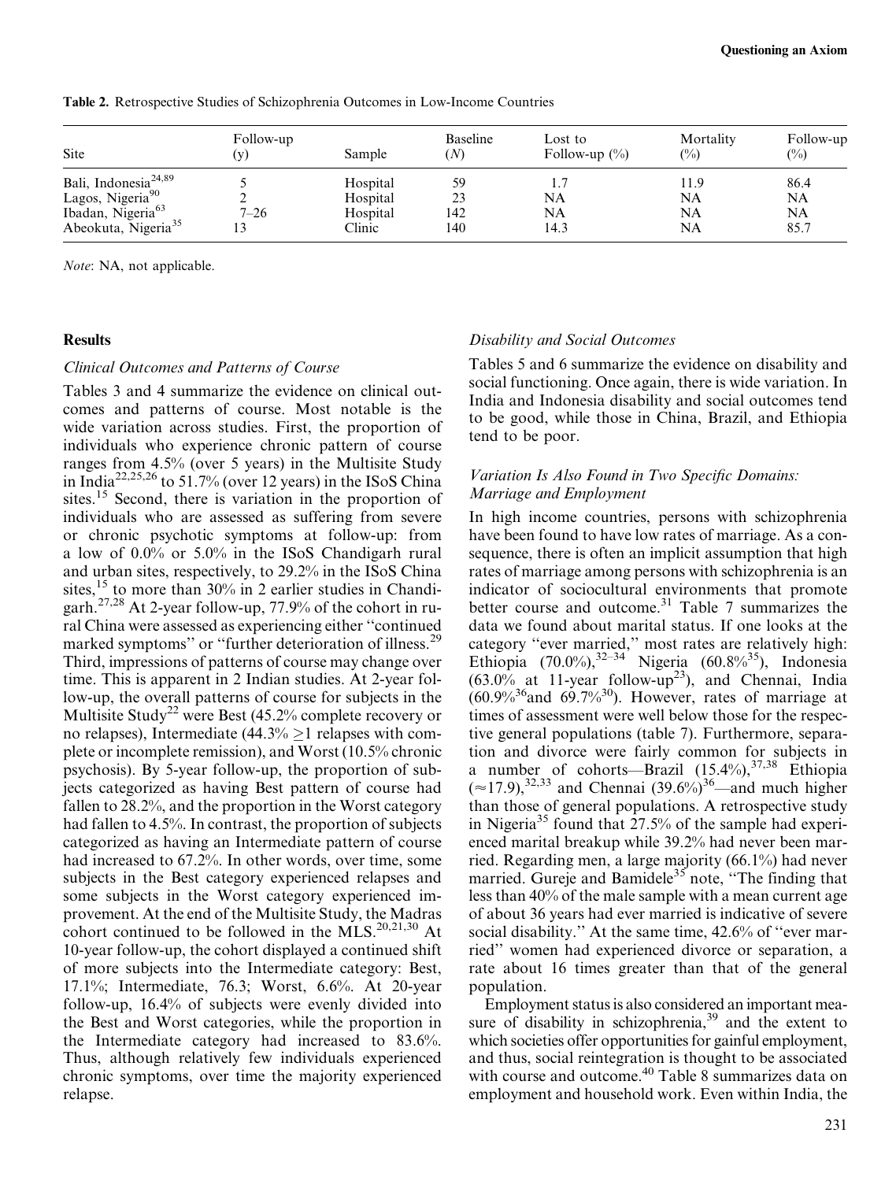**Table 2.** Retrospective Studies of Schizophrenia Outcomes in Low-Income Countries

| Site | Follow-up (y) | Sample | Baseline (N) | Lost to Follow-up (%) | Mortality (%) | Follow-up (%) |
|---|---|---|---|---|---|---|
| Bali, Indonesia[24,89] | 5 | Hospital | 59 | 1.7 | 11.9 | 86.4 |
| Lagos, Nigeria[90] | 2 | Hospital | 23 | NA | NA | NA |
| Ibadan, Nigeria[63] | 7–26 | Hospital | 142 | NA | NA | NA |
| Abeokuta, Nigeria[35] | 13 | Clinic | 140 | 14.3 | NA | 85.7 |

*Note*: NA, not applicable.

## Results

### *Clinical Outcomes and Patterns of Course*

Tables 3 and 4 summarize the evidence on clinical outcomes and patterns of course. Most notable is the wide variation across studies. First, the proportion of individuals who experience chronic pattern of course ranges from 4.5% (over 5 years) in the Multisite Study in India[22,25,26] to 51.7% (over 12 years) in the ISoS China sites.[15] Second, there is variation in the proportion of individuals who are assessed as suffering from severe or chronic psychotic symptoms at follow-up: from a low of 0.0% or 5.0% in the ISoS Chandigarh rural and urban sites, respectively, to 29.2% in the ISoS China sites,[15] to more than 30% in 2 earlier studies in Chandigarh.[27,28] At 2-year follow-up, 77.9% of the cohort in rural China were assessed as experiencing either "continued marked symptoms" or "further deterioration of illness.[29] Third, impressions of patterns of course may change over time. This is apparent in 2 Indian studies. At 2-year follow-up, the overall patterns of course for subjects in the Multisite Study[22] were Best (45.2% complete recovery or no relapses), Intermediate (44.3% ≥1 relapses with complete or incomplete remission), and Worst (10.5% chronic psychosis). By 5-year follow-up, the proportion of subjects categorized as having Best pattern of course had fallen to 28.2%, and the proportion in the Worst category had fallen to 4.5%. In contrast, the proportion of subjects categorized as having an Intermediate pattern of course had increased to 67.2%. In other words, over time, some subjects in the Best category experienced relapses and some subjects in the Worst category experienced improvement. At the end of the Multisite Study, the Madras cohort continued to be followed in the MLS.[20,21,30] At 10-year follow-up, the cohort displayed a continued shift of more subjects into the Intermediate category: Best, 17.1%; Intermediate, 76.3; Worst, 6.6%. At 20-year follow-up, 16.4% of subjects were evenly divided into the Best and Worst categories, while the proportion in the Intermediate category had increased to 83.6%. Thus, although relatively few individuals experienced chronic symptoms, over time the majority experienced relapse.

### *Disability and Social Outcomes*

Tables 5 and 6 summarize the evidence on disability and social functioning. Once again, there is wide variation. In India and Indonesia disability and social outcomes tend to be good, while those in China, Brazil, and Ethiopia tend to be poor.

### *Variation Is Also Found in Two Specific Domains: Marriage and Employment*

In high income countries, persons with schizophrenia have been found to have low rates of marriage. As a consequence, there is often an implicit assumption that high rates of marriage among persons with schizophrenia is an indicator of sociocultural environments that promote better course and outcome.[31] Table 7 summarizes the data we found about marital status. If one looks at the category "ever married," most rates are relatively high: Ethiopia (70.0%),[32–34] Nigeria (60.8%[35]), Indonesia (63.0% at 11-year follow-up[23]), and Chennai, India (60.9%[36] and 69.7%[30]). However, rates of marriage at times of assessment were well below those for the respective general populations (table 7). Furthermore, separation and divorce were fairly common for subjects in a number of cohorts—Brazil (15.4%),[37,38] Ethiopia (≈17.9),[32,33] and Chennai (39.6%)[36]—and much higher than those of general populations. A retrospective study in Nigeria[35] found that 27.5% of the sample had experienced marital breakup while 39.2% had never been married. Regarding men, a large majority (66.1%) had never married. Gureje and Bamidele[35] note, "The finding that less than 40% of the male sample with a mean current age of about 36 years had ever married is indicative of severe social disability." At the same time, 42.6% of "ever married" women had experienced divorce or separation, a rate about 16 times greater than that of the general population.

Employment status is also considered an important measure of disability in schizophrenia,[39] and the extent to which societies offer opportunities for gainful employment, and thus, social reintegration is thought to be associated with course and outcome.[40] Table 8 summarizes data on employment and household work. Even within India, the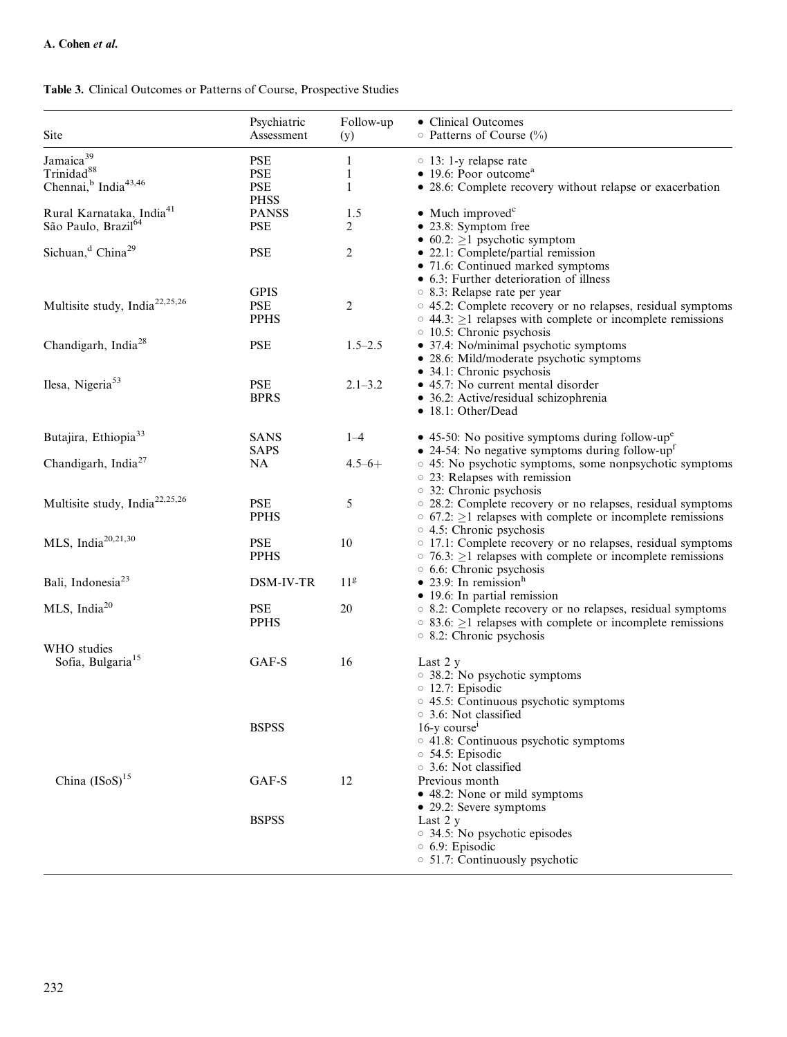**Table 3.** Clinical Outcomes or Patterns of Course, Prospective Studies

| Site | Psychiatric Assessment | Follow-up (y) | • Clinical Outcomes ○ Patterns of Course (%) |
|---|---|---|---|
| Jamaica[39] | PSE | 1 | ○ 13: 1-y relapse rate |
| Trinidad[88] | PSE | 1 | • 19.6: Poor outcome[a] |
| Chennai,[b] India[43,46] | PSE<br>PHSS | 1 | • 28.6: Complete recovery without relapse or exacerbation |
| Rural Karnataka, India[41] | PANSS | 1.5 | • Much improved[c] |
| São Paulo, Brazil[64] | PSE | 2 | • 23.8: Symptom free<br>• 60.2: ≥1 psychotic symptom |
| Sichuan,[d] China[29] | PSE<br><br><br>GPIS | 2 | • 22.1: Complete/partial remission<br>• 71.6: Continued marked symptoms<br>• 6.3: Further deterioration of illness<br>○ 8.3: Relapse rate per year |
| Multisite study, India[22,25,26] | PSE<br>PPHS | 2 | ○ 45.2: Complete recovery or no relapses, residual symptoms<br>○ 44.3: ≥1 relapses with complete or incomplete remissions<br>○ 10.5: Chronic psychosis |
| Chandigarh, India[28] | PSE | 1.5–2.5 | • 37.4: No/minimal psychotic symptoms<br>• 28.6: Mild/moderate psychotic symptoms<br>• 34.1: Chronic psychosis |
| Ilesa, Nigeria[53] | PSE<br>BPRS | 2.1–3.2 | • 45.7: No current mental disorder<br>• 36.2: Active/residual schizophrenia<br>• 18.1: Other/Dead |
| Butajira, Ethiopia[33] | SANS<br>SAPS | 1–4 | • 45-50: No positive symptoms during follow-up[e]<br>• 24-54: No negative symptoms during follow-up[f] |
| Chandigarh, India[27] | NA | 4.5–6+ | ○ 45: No psychotic symptoms, some nonpsychotic symptoms<br>○ 23: Relapses with remission<br>○ 32: Chronic psychosis |
| Multisite study, India[22,25,26] | PSE<br>PPHS | 5 | ○ 28.2: Complete recovery or no relapses, residual symptoms<br>○ 67.2: ≥1 relapses with complete or incomplete remissions<br>○ 4.5: Chronic psychosis |
| MLS, India[20,21,30] | PSE<br>PPHS | 10 | ○ 17.1: Complete recovery or no relapses, residual symptoms<br>○ 76.3: ≥1 relapses with complete or incomplete remissions<br>○ 6.6: Chronic psychosis |
| Bali, Indonesia[23] | DSM-IV-TR | 11[g] | • 23.9: In remission[h]<br>• 19.6: In partial remission |
| MLS, India[20] | PSE<br>PPHS | 20 | ○ 8.2: Complete recovery or no relapses, residual symptoms<br>○ 83.6: ≥1 relapses with complete or incomplete remissions<br>○ 8.2: Chronic psychosis |
| WHO studies | | | |
| Sofia, Bulgaria[15] | GAF-S | 16 | Last 2 y<br>○ 38.2: No psychotic symptoms<br>○ 12.7: Episodic<br>○ 45.5: Continuous psychotic symptoms<br>○ 3.6: Not classified |
| | BSPSS | | 16-y course[i]<br>○ 41.8: Continuous psychotic symptoms<br>○ 54.5: Episodic<br>○ 3.6: Not classified |
| China (ISoS)[15] | GAF-S | 12 | Previous month<br>• 48.2: None or mild symptoms<br>• 29.2: Severe symptoms |
| | BSPSS | | Last 2 y<br>○ 34.5: No psychotic episodes<br>○ 6.9: Episodic<br>○ 51.7: Continuously psychotic |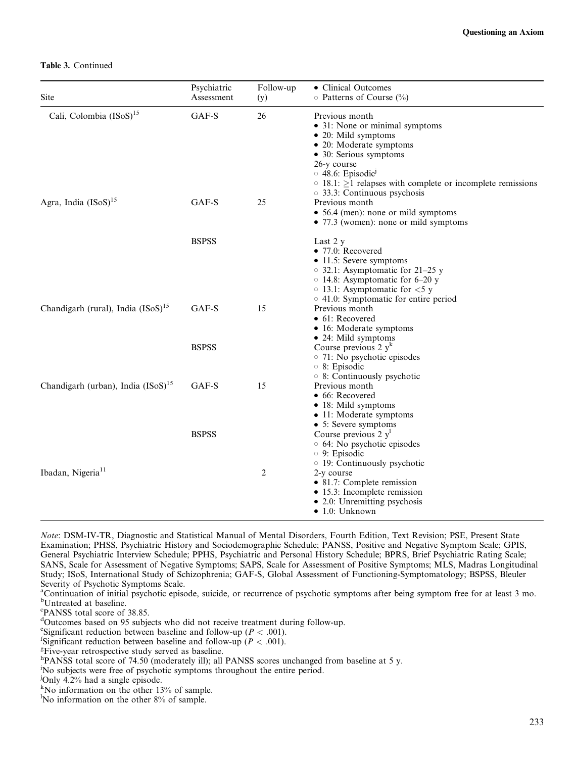**Table 3.** Continued

| Site | Psychiatric Assessment | Follow-up (y) | • Clinical Outcomes<br>○ Patterns of Course (%) |
|---|---|---|---|
| Cali, Colombia (ISoS)[15] | GAF-S | 26 | Previous month<br>• 31: None or minimal symptoms<br>• 20: Mild symptoms<br>• 20: Moderate symptoms<br>• 30: Serious symptoms<br>26-y course<br>○ 48.6: Episodic[j]<br>○ 18.1: ≥1 relapses with complete or incomplete remissions<br>○ 33.3: Continuous psychosis |
| Agra, India (ISoS)[15] | GAF-S | 25 | Previous month<br>• 56.4 (men): none or mild symptoms<br>• 77.3 (women): none or mild symptoms |
| | BSPSS | | Last 2 y<br>• 77.0: Recovered<br>• 11.5: Severe symptoms<br>○ 32.1: Asymptomatic for 21–25 y<br>○ 14.8: Asymptomatic for 6–20 y<br>○ 13.1: Asymptomatic for <5 y<br>○ 41.0: Symptomatic for entire period |
| Chandigarh (rural), India (ISoS)[15] | GAF-S | 15 | Previous month<br>• 61: Recovered<br>• 16: Moderate symptoms<br>• 24: Mild symptoms |
| | BSPSS | | Course previous 2 y[k]<br>○ 71: No psychotic episodes<br>○ 8: Episodic<br>○ 8: Continuously psychotic |
| Chandigarh (urban), India (ISoS)[15] | GAF-S | 15 | Previous month<br>• 66: Recovered<br>• 18: Mild symptoms<br>• 11: Moderate symptoms<br>• 5: Severe symptoms |
| | BSPSS | | Course previous 2 y[l]<br>○ 64: No psychotic episodes<br>○ 9: Episodic<br>○ 19: Continuously psychotic |
| Ibadan, Nigeria[11] | | 2 | 2-y course<br>• 81.7: Complete remission<br>• 15.3: Incomplete remission<br>• 2.0: Unremitting psychosis<br>• 1.0: Unknown |

*Note*: DSM-IV-TR, Diagnostic and Statistical Manual of Mental Disorders, Fourth Edition, Text Revision; PSE, Present State Examination; PHSS, Psychiatric History and Sociodemographic Schedule; PANSS, Positive and Negative Symptom Scale; GPIS, General Psychiatric Interview Schedule; PPHS, Psychiatric and Personal History Schedule; BPRS, Brief Psychiatric Rating Scale; SANS, Scale for Assessment of Negative Symptoms; SAPS, Scale for Assessment of Positive Symptoms; MLS, Madras Longitudinal Study; ISoS, International Study of Schizophrenia; GAF-S, Global Assessment of Functioning-Symptomatology; BSPSS, Bleuler Severity of Psychotic Symptoms Scale.

[a]Continuation of initial psychotic episode, suicide, or recurrence of psychotic symptoms after being symptom free for at least 3 mo.
[b]Untreated at baseline.
[c]PANSS total score of 38.85.
[d]Outcomes based on 95 subjects who did not receive treatment during follow-up.
[e]Significant reduction between baseline and follow-up ($P < .001$).
[f]Significant reduction between baseline and follow-up ($P < .001$).
[g]Five-year retrospective study served as baseline.
[h]PANSS total score of 74.50 (moderately ill); all PANSS scores unchanged from baseline at 5 y.
[i]No subjects were free of psychotic symptoms throughout the entire period.
[j]Only 4.2% had a single episode.
[k]No information on the other 13% of sample.
[l]No information on the other 8% of sample.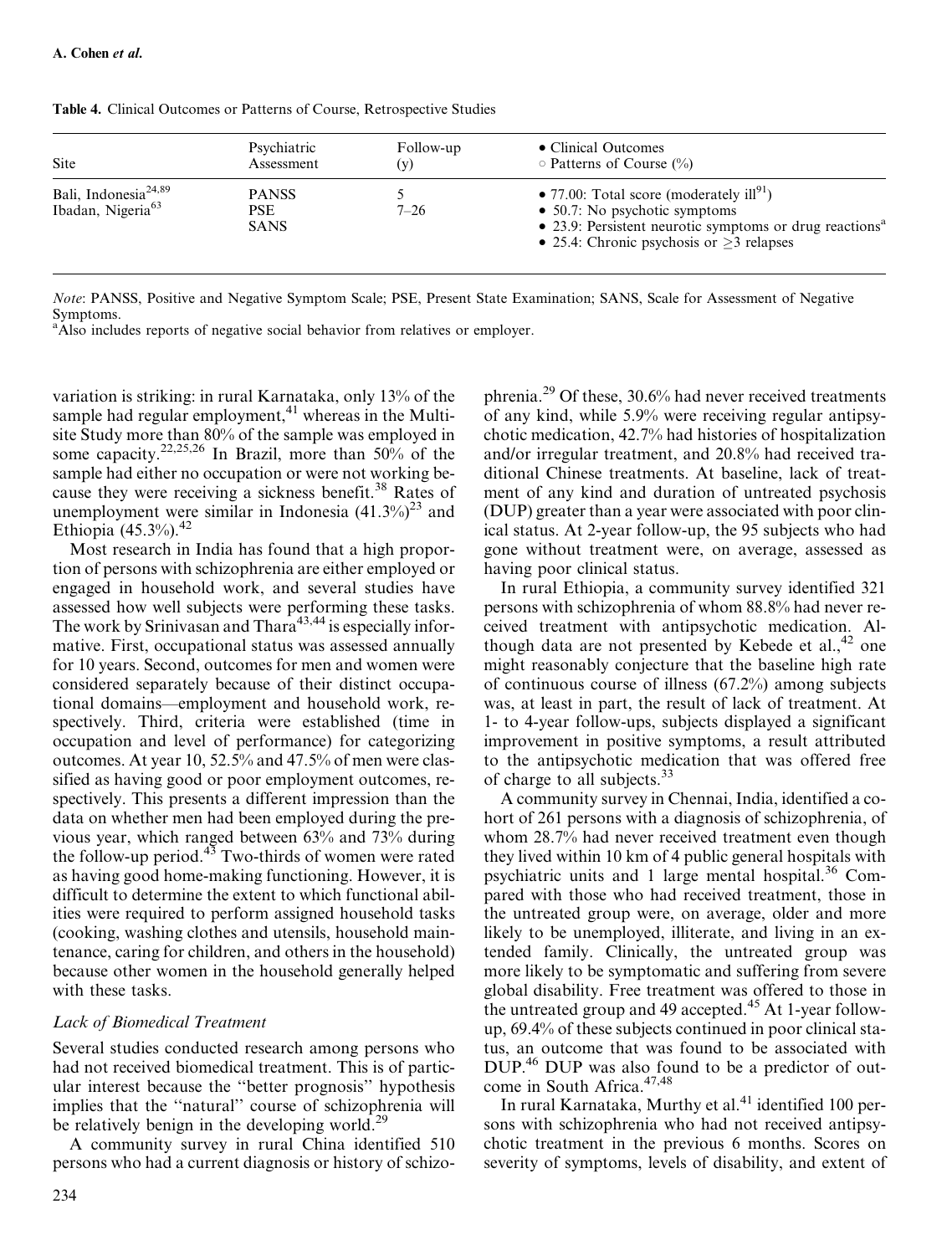**Table 4.** Clinical Outcomes or Patterns of Course, Retrospective Studies

| Site | Psychiatric Assessment | Follow-up (y) | • Clinical Outcomes ○ Patterns of Course (%) |
|---|---|---|---|
| Bali, Indonesia[24,89] | PANSS | 5 | • 77.00: Total score (moderately ill[91]) |
| Ibadan, Nigeria[63] | PSE SANS | 7–26 | • 50.7: No psychotic symptoms • 23.9: Persistent neurotic symptoms or drug reactions[a] • 25.4: Chronic psychosis or ≥3 relapses |

*Note*: PANSS, Positive and Negative Symptom Scale; PSE, Present State Examination; SANS, Scale for Assessment of Negative Symptoms.
[a]Also includes reports of negative social behavior from relatives or employer.

variation is striking: in rural Karnataka, only 13% of the sample had regular employment,[41] whereas in the Multisite Study more than 80% of the sample was employed in some capacity.[22,25,26] In Brazil, more than 50% of the sample had either no occupation or were not working because they were receiving a sickness benefit.[38] Rates of unemployment were similar in Indonesia (41.3%)[23] and Ethiopia (45.3%).[42]

Most research in India has found that a high proportion of persons with schizophrenia are either employed or engaged in household work, and several studies have assessed how well subjects were performing these tasks. The work by Srinivasan and Thara[43,44] is especially informative. First, occupational status was assessed annually for 10 years. Second, outcomes for men and women were considered separately because of their distinct occupational domains—employment and household work, respectively. Third, criteria were established (time in occupation and level of performance) for categorizing outcomes. At year 10, 52.5% and 47.5% of men were classified as having good or poor employment outcomes, respectively. This presents a different impression than the data on whether men had been employed during the previous year, which ranged between 63% and 73% during the follow-up period.[43] Two-thirds of women were rated as having good home-making functioning. However, it is difficult to determine the extent to which functional abilities were required to perform assigned household tasks (cooking, washing clothes and utensils, household maintenance, caring for children, and others in the household) because other women in the household generally helped with these tasks.

### *Lack of Biomedical Treatment*

Several studies conducted research among persons who had not received biomedical treatment. This is of particular interest because the "better prognosis" hypothesis implies that the "natural" course of schizophrenia will be relatively benign in the developing world.[29]

A community survey in rural China identified 510 persons who had a current diagnosis or history of schizophrenia.[29] Of these, 30.6% had never received treatments of any kind, while 5.9% were receiving regular antipsychotic medication, 42.7% had histories of hospitalization and/or irregular treatment, and 20.8% had received traditional Chinese treatments. At baseline, lack of treatment of any kind and duration of untreated psychosis (DUP) greater than a year were associated with poor clinical status. At 2-year follow-up, the 95 subjects who had gone without treatment were, on average, assessed as having poor clinical status.

In rural Ethiopia, a community survey identified 321 persons with schizophrenia of whom 88.8% had never received treatment with antipsychotic medication. Although data are not presented by Kebede et al.,[42] one might reasonably conjecture that the baseline high rate of continuous course of illness (67.2%) among subjects was, at least in part, the result of lack of treatment. At 1- to 4-year follow-ups, subjects displayed a significant improvement in positive symptoms, a result attributed to the antipsychotic medication that was offered free of charge to all subjects.[33]

A community survey in Chennai, India, identified a cohort of 261 persons with a diagnosis of schizophrenia, of whom 28.7% had never received treatment even though they lived within 10 km of 4 public general hospitals with psychiatric units and 1 large mental hospital.[36] Compared with those who had received treatment, those in the untreated group were, on average, older and more likely to be unemployed, illiterate, and living in an extended family. Clinically, the untreated group was more likely to be symptomatic and suffering from severe global disability. Free treatment was offered to those in the untreated group and 49 accepted.[45] At 1-year follow-up, 69.4% of these subjects continued in poor clinical status, an outcome that was found to be associated with DUP.[46] DUP was also found to be a predictor of outcome in South Africa.[47,48]

In rural Karnataka, Murthy et al.[41] identified 100 persons with schizophrenia who had not received antipsychotic treatment in the previous 6 months. Scores on severity of symptoms, levels of disability, and extent of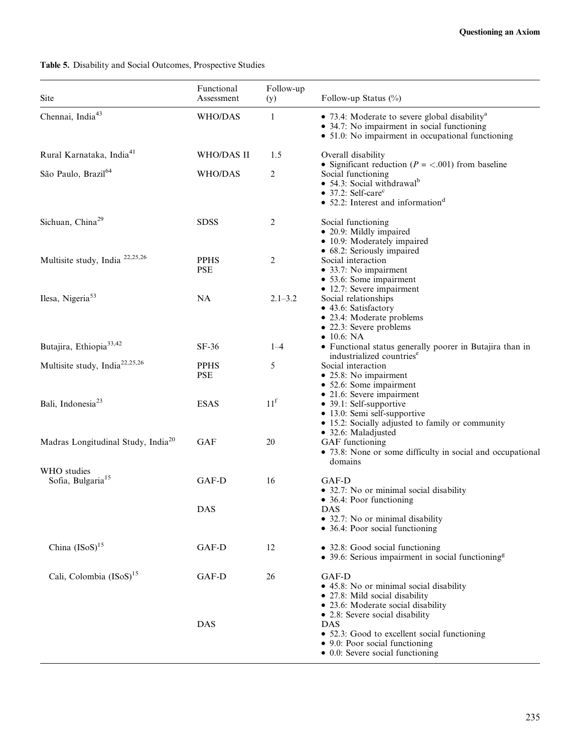Table 5. Disability and Social Outcomes, Prospective Studies

| Site | Functional Assessment | Follow-up (y) | Follow-up Status (%) |
| --- | --- | --- | --- |
| Chennai, India[43] | WHO/DAS | 1 | • 73.4: Moderate to severe global disability[a]<br>• 34.7: No impairment in social functioning<br>• 51.0: No impairment in occupational functioning |
| Rural Karnataka, India[41] | WHO/DAS II | 1.5 | Overall disability<br>• Significant reduction ($P = <.001$) from baseline |
| São Paulo, Brazil[64] | WHO/DAS | 2 | Social functioning<br>• 54.3: Social withdrawal[b]<br>• 37.2: Self-care[c]<br>• 52.2: Interest and information[d] |
| Sichuan, China[29] | SDSS | 2 | Social functioning<br>• 20.9: Mildly impaired<br>• 10.9: Moderately impaired<br>• 68.2: Seriously impaired |
| Multisite study, India [22,25,26] | PPHS<br>PSE | 2 | Social interaction<br>• 33.7: No impairment<br>• 53.6: Some impairment<br>• 12.7: Severe impairment |
| Ilesa, Nigeria[53] | NA | 2.1–3.2 | Social relationships<br>• 43.6: Satisfactory<br>• 23.4: Moderate problems<br>• 22.3: Severe problems<br>• 10.6: NA |
| Butajira, Ethiopia[33,42] | SF-36 | 1–4 | • Functional status generally poorer in Butajira than in industrialized countries[e] |
| Multisite study, India[22,25,26] | PPHS<br>PSE | 5 | Social interaction<br>• 25.8: No impairment<br>• 52.6: Some impairment<br>• 21.6: Severe impairment |
| Bali, Indonesia[23] | ESAS | 11[f] | • 39.1: Self-supportive<br>• 13.0: Semi self-supportive<br>• 15.2: Socially adjusted to family or community<br>• 32.6: Maladjusted |
| Madras Longitudinal Study, India[20] | GAF | 20 | GAF functioning<br>• 73.8: None or some difficulty in social and occupational domains |
| WHO studies | | | |
| Sofia, Bulgaria[15] | GAF-D | 16 | GAF-D<br>• 32.7: No or minimal social disability<br>• 36.4: Poor functioning |
| | DAS | | DAS<br>• 32.7: No or minimal disability<br>• 36.4: Poor social functioning |
| China (ISoS)[15] | GAF-D | 12 | • 32.8: Good social functioning<br>• 39.6: Serious impairment in social functioning[g] |
| Cali, Colombia (ISoS)[15] | GAF-D | 26 | GAF-D<br>• 45.8: No or minimal social disability<br>• 27.8: Mild social disability<br>• 23.6: Moderate social disability<br>• 2.8: Severe social disability |
| | DAS | | DAS<br>• 52.3: Good to excellent social functioning<br>• 9.0: Poor social functioning<br>• 0.0: Severe social functioning |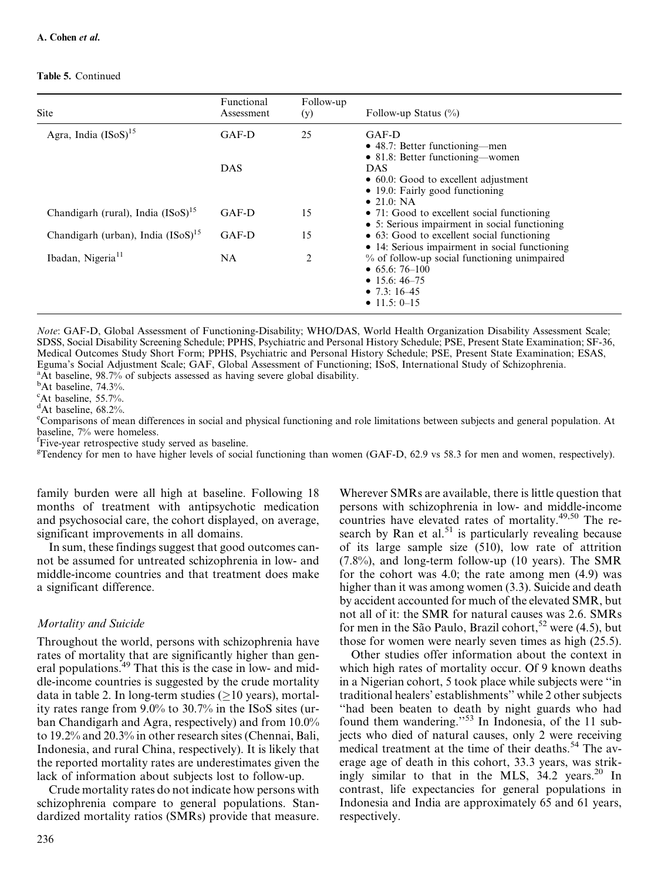**Table 5.** Continued

| Site | Functional Assessment | Follow-up (y) | Follow-up Status (%) |
|---|---|---|---|
| Agra, India (ISoS)[15] | GAF-D | 25 | GAF-D<br>• 48.7: Better functioning—men<br>• 81.8: Better functioning—women |
| | DAS | | DAS<br>• 60.0: Good to excellent adjustment<br>• 19.0: Fairly good functioning<br>• 21.0: NA |
| Chandigarh (rural), India (ISoS)[15] | GAF-D | 15 | • 71: Good to excellent social functioning<br>• 5: Serious impairment in social functioning |
| Chandigarh (urban), India (ISoS)[15] | GAF-D | 15 | • 63: Good to excellent social functioning<br>• 14: Serious impairment in social functioning |
| Ibadan, Nigeria[11] | NA | 2 | % of follow-up social functioning unimpaired<br>• 65.6: 76–100<br>• 15.6: 46–75<br>• 7.3: 16–45<br>• 11.5: 0–15 |

*Note*: GAF-D, Global Assessment of Functioning-Disability; WHO/DAS, World Health Organization Disability Assessment Scale; SDSS, Social Disability Screening Schedule; PPHS, Psychiatric and Personal History Schedule; PSE, Present State Examination; SF-36, Medical Outcomes Study Short Form; PPHS, Psychiatric and Personal History Schedule; PSE, Present State Examination; ESAS, Eguma's Social Adjustment Scale; GAF, Global Assessment of Functioning; ISoS, International Study of Schizophrenia.
[a]At baseline, 98.7% of subjects assessed as having severe global disability.
[b]At baseline, 74.3%.
[c]At baseline, 55.7%.
[d]At baseline, 68.2%.
[e]Comparisons of mean differences in social and physical functioning and role limitations between subjects and general population. At baseline, 7% were homeless.
[f]Five-year retrospective study served as baseline.
[g]Tendency for men to have higher levels of social functioning than women (GAF-D, 62.9 vs 58.3 for men and women, respectively).

family burden were all high at baseline. Following 18 months of treatment with antipsychotic medication and psychosocial care, the cohort displayed, on average, significant improvements in all domains.

In sum, these findings suggest that good outcomes cannot be assumed for untreated schizophrenia in low- and middle-income countries and that treatment does make a significant difference.

### *Mortality and Suicide*

Throughout the world, persons with schizophrenia have rates of mortality that are significantly higher than general populations.[49] That this is the case in low- and middle-income countries is suggested by the crude mortality data in table 2. In long-term studies (≥10 years), mortality rates range from 9.0% to 30.7% in the ISoS sites (urban Chandigarh and Agra, respectively) and from 10.0% to 19.2% and 20.3% in other research sites (Chennai, Bali, Indonesia, and rural China, respectively). It is likely that the reported mortality rates are underestimates given the lack of information about subjects lost to follow-up.

Crude mortality rates do not indicate how persons with schizophrenia compare to general populations. Standardized mortality ratios (SMRs) provide that measure. Wherever SMRs are available, there is little question that persons with schizophrenia in low- and middle-income countries have elevated rates of mortality.[49,50] The research by Ran et al.[51] is particularly revealing because of its large sample size (510), low rate of attrition (7.8%), and long-term follow-up (10 years). The SMR for the cohort was 4.0; the rate among men (4.9) was higher than it was among women (3.3). Suicide and death by accident accounted for much of the elevated SMR, but not all of it: the SMR for natural causes was 2.6. SMRs for men in the São Paulo, Brazil cohort,[52] were (4.5), but those for women were nearly seven times as high (25.5).

Other studies offer information about the context in which high rates of mortality occur. Of 9 known deaths in a Nigerian cohort, 5 took place while subjects were "in traditional healers' establishments" while 2 other subjects "had been beaten to death by night guards who had found them wandering."[53] In Indonesia, of the 11 subjects who died of natural causes, only 2 were receiving medical treatment at the time of their deaths.[54] The average age of death in this cohort, 33.3 years, was strikingly similar to that in the MLS, 34.2 years.[20] In contrast, life expectancies for general populations in Indonesia and India are approximately 65 and 61 years, respectively.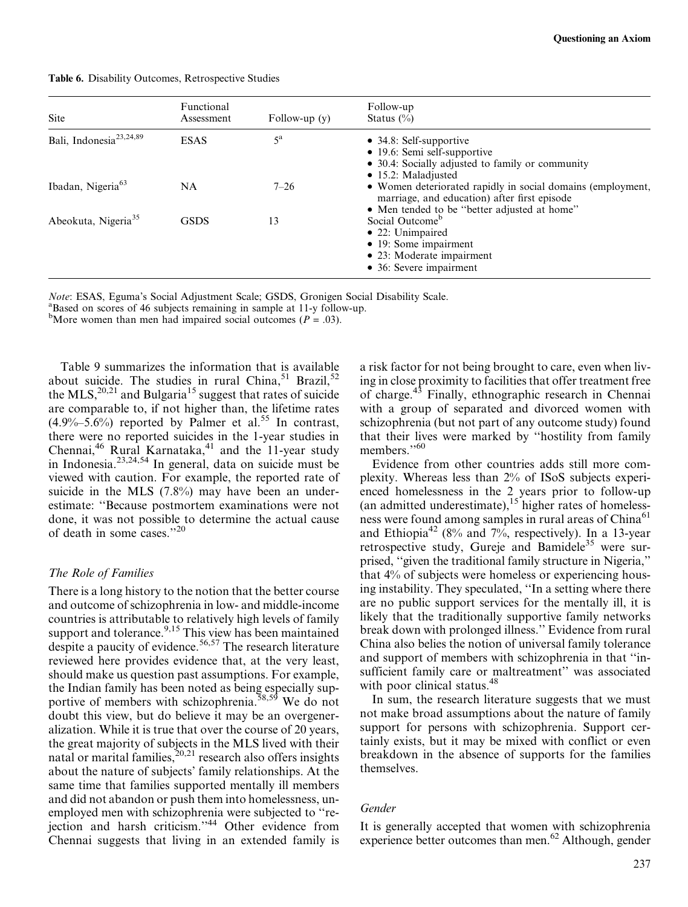**Table 6.** Disability Outcomes, Retrospective Studies

| Site | Functional Assessment | Follow-up (y) | Follow-up Status (%) |
|---|---|---|---|
| Bali, Indonesia[23,24,89] | ESAS | 5[a] | • 34.8: Self-supportive<br>• 19.6: Semi self-supportive<br>• 30.4: Socially adjusted to family or community<br>• 15.2: Maladjusted |
| Ibadan, Nigeria[63] | NA | 7–26 | • Women deteriorated rapidly in social domains (employment, marriage, and education) after first episode<br>• Men tended to be "better adjusted at home" |
| Abeokuta, Nigeria[35] | GSDS | 13 | Social Outcome[b]<br>• 22: Unimpaired<br>• 19: Some impairment<br>• 23: Moderate impairment<br>• 36: Severe impairment |

*Note*: ESAS, Eguma's Social Adjustment Scale; GSDS, Gronigen Social Disability Scale.
[a]Based on scores of 46 subjects remaining in sample at 11-y follow-up.
[b]More women than men had impaired social outcomes ($P = .03$).

Table 9 summarizes the information that is available about suicide. The studies in rural China,[51] Brazil,[52] the MLS,[20,21] and Bulgaria[15] suggest that rates of suicide are comparable to, if not higher than, the lifetime rates (4.9%–5.6%) reported by Palmer et al.[55] In contrast, there were no reported suicides in the 1-year studies in Chennai,[46] Rural Karnataka,[41] and the 11-year study in Indonesia.[23,24,54] In general, data on suicide must be viewed with caution. For example, the reported rate of suicide in the MLS (7.8%) may have been an underestimate: "Because postmortem examinations were not done, it was not possible to determine the actual cause of death in some cases."[20]

### *The Role of Families*

There is a long history to the notion that the better course and outcome of schizophrenia in low- and middle-income countries is attributable to relatively high levels of family support and tolerance.[9,15] This view has been maintained despite a paucity of evidence.[56,57] The research literature reviewed here provides evidence that, at the very least, should make us question past assumptions. For example, the Indian family has been noted as being especially supportive of members with schizophrenia.[58,59] We do not doubt this view, but do believe it may be an overgeneralization. While it is true that over the course of 20 years, the great majority of subjects in the MLS lived with their natal or marital families,[20,21] research also offers insights about the nature of subjects' family relationships. At the same time that families supported mentally ill members and did not abandon or push them into homelessness, unemployed men with schizophrenia were subjected to "rejection and harsh criticism."[44] Other evidence from Chennai suggests that living in an extended family is a risk factor for not being brought to care, even when living in close proximity to facilities that offer treatment free of charge.[43] Finally, ethnographic research in Chennai with a group of separated and divorced women with schizophrenia (but not part of any outcome study) found that their lives were marked by "hostility from family members."[60]

Evidence from other countries adds still more complexity. Whereas less than 2% of ISoS subjects experienced homelessness in the 2 years prior to follow-up (an admitted underestimate),[15] higher rates of homelessness were found among samples in rural areas of China[61] and Ethiopia[42] (8% and 7%, respectively). In a 13-year retrospective study, Gureje and Bamidele[35] were surprised, "given the traditional family structure in Nigeria," that 4% of subjects were homeless or experiencing housing instability. They speculated, "In a setting where there are no public support services for the mentally ill, it is likely that the traditionally supportive family networks break down with prolonged illness." Evidence from rural China also belies the notion of universal family tolerance and support of members with schizophrenia in that "insufficient family care or maltreatment" was associated with poor clinical status.[48]

In sum, the research literature suggests that we must not make broad assumptions about the nature of family support for persons with schizophrenia. Support certainly exists, but it may be mixed with conflict or even breakdown in the absence of supports for the families themselves.

### *Gender*

It is generally accepted that women with schizophrenia experience better outcomes than men.[62] Although, gender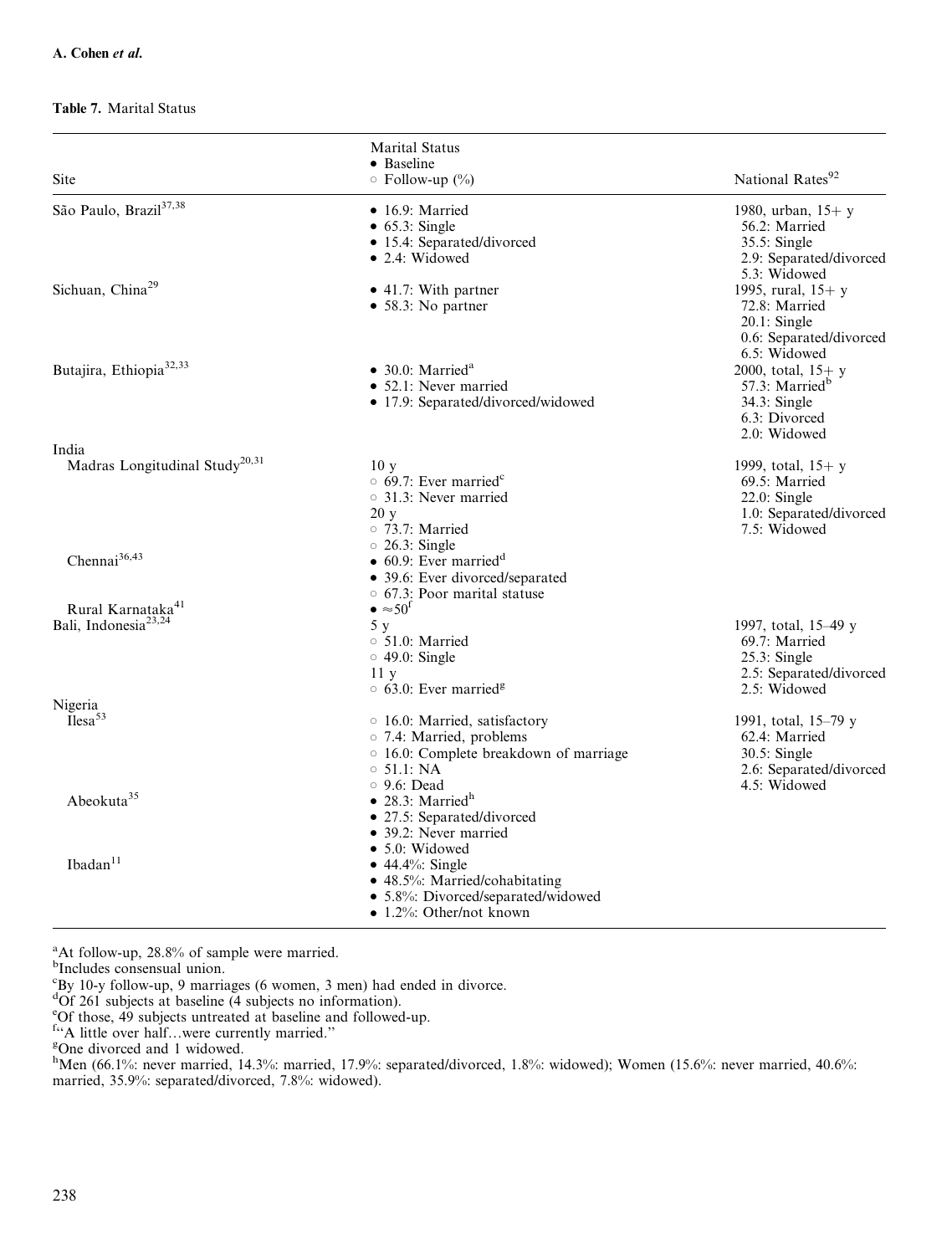**Table 7.** Marital Status

| Site | Marital Status<br>• Baseline<br>○ Follow-up (%) | National Rates[92] |
|---|---|---|
| São Paulo, Brazil[37,38] | • 16.9: Married<br>• 65.3: Single<br>• 15.4: Separated/divorced<br>• 2.4: Widowed | 1980, urban, 15+ y<br>56.2: Married<br>35.5: Single<br>2.9: Separated/divorced<br>5.3: Widowed |
| Sichuan, China[29] | • 41.7: With partner<br>• 58.3: No partner | 1995, rural, 15+ y<br>72.8: Married<br>20.1: Single<br>0.6: Separated/divorced<br>6.5: Widowed |
| Butajira, Ethiopia[32,33] | • 30.0: Married[a]<br>• 52.1: Never married<br>• 17.9: Separated/divorced/widowed | 2000, total, 15+ y<br>57.3: Married[b]<br>34.3: Single<br>6.3: Divorced<br>2.0: Widowed |
| India | | |
| Madras Longitudinal Study[20,31] | 10 y<br>○ 69.7: Ever married[c]<br>○ 31.3: Never married<br>20 y<br>○ 73.7: Married<br>○ 26.3: Single | 1999, total, 15+ y<br>69.5: Married<br>22.0: Single<br>1.0: Separated/divorced<br>7.5: Widowed |
| Chennai[36,43] | • 60.9: Ever married[d]<br>• 39.6: Ever divorced/separated<br>○ 67.3: Poor marital statuse | |
| Rural Karnataka[41] | • ≈50[f] | |
| Bali, Indonesia[23,24] | 5 y<br>○ 51.0: Married<br>○ 49.0: Single<br>11 y<br>○ 63.0: Ever married[g] | 1997, total, 15–49 y<br>69.7: Married<br>25.3: Single<br>2.5: Separated/divorced<br>2.5: Widowed |
| Nigeria | | |
| Ilesa[53] | ○ 16.0: Married, satisfactory<br>○ 7.4: Married, problems<br>○ 16.0: Complete breakdown of marriage<br>○ 51.1: NA<br>○ 9.6: Dead | 1991, total, 15–79 y<br>62.4: Married<br>30.5: Single<br>2.6: Separated/divorced<br>4.5: Widowed |
| Abeokuta[35] | • 28.3: Married[h]<br>• 27.5: Separated/divorced<br>• 39.2: Never married<br>• 5.0: Widowed | |
| Ibadan[11] | • 44.4%: Single<br>• 48.5%: Married/cohabitating<br>• 5.8%: Divorced/separated/widowed<br>• 1.2%: Other/not known | |

[a]At follow-up, 28.8% of sample were married.
[b]Includes consensual union.
[c]By 10-y follow-up, 9 marriages (6 women, 3 men) had ended in divorce.
[d]Of 261 subjects at baseline (4 subjects no information).
[e]Of those, 49 subjects untreated at baseline and followed-up.
[f]"A little over half…were currently married."
[g]One divorced and 1 widowed.
[h]Men (66.1%: never married, 14.3%: married, 17.9%: separated/divorced, 1.8%: widowed); Women (15.6%: never married, 40.6%: married, 35.9%: separated/divorced, 7.8%: widowed).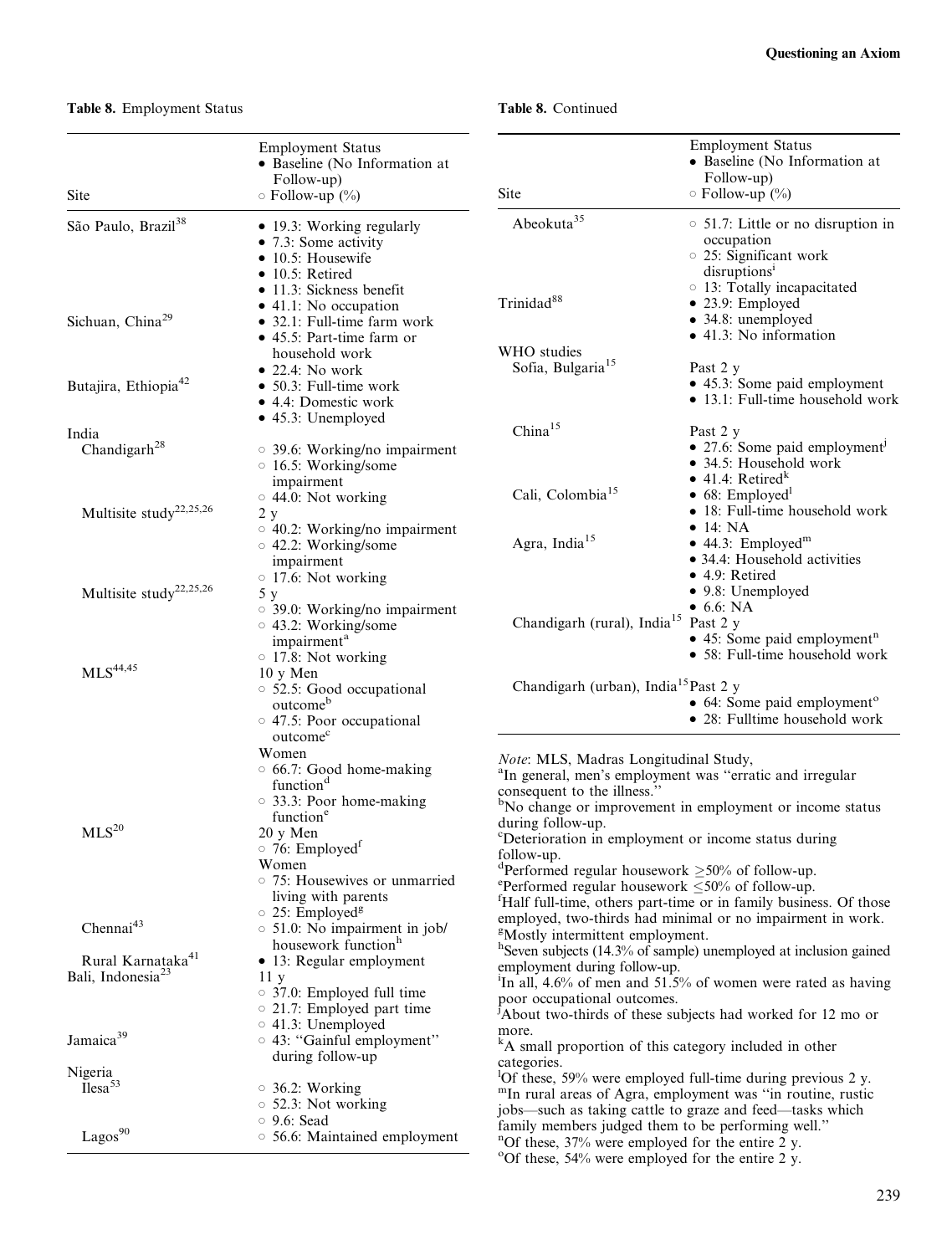**Table 8.** Employment Status

| Site | Employment Status<br>• Baseline (No Information at Follow-up)<br>○ Follow-up (%) |
|---|---|
| São Paulo, Brazil[38] | • 19.3: Working regularly<br>• 7.3: Some activity<br>• 10.5: Housewife<br>• 10.5: Retired<br>• 11.3: Sickness benefit<br>• 41.1: No occupation |
| Sichuan, China[29] | • 32.1: Full-time farm work<br>• 45.5: Part-time farm or household work<br>• 22.4: No work |
| Butajira, Ethiopia[42] | • 50.3: Full-time work<br>• 4.4: Domestic work<br>• 45.3: Unemployed |
| India | |
| Chandigarh[28] | ○ 39.6: Working/no impairment<br>○ 16.5: Working/some impairment<br>○ 44.0: Not working |
| Multisite study[22,25,26] | 2 y<br>○ 40.2: Working/no impairment<br>○ 42.2: Working/some impairment<br>○ 17.6: Not working |
| Multisite study[22,25,26] | 5 y<br>○ 39.0: Working/no impairment<br>○ 43.2: Working/some impairment[a]<br>○ 17.8: Not working |
| MLS[44,45] | 10 y Men<br>○ 52.5: Good occupational outcome[b]<br>○ 47.5: Poor occupational outcome[c]<br>Women<br>○ 66.7: Good home-making function[d]<br>○ 33.3: Poor home-making function[e] |
| MLS[20] | 20 y Men<br>○ 76: Employed[f]<br>Women<br>○ 75: Housewives or unmarried living with parents<br>○ 25: Employed[g] |
| Chennai[43] | ○ 51.0: No impairment in job/ housework function[h] |
| Rural Karnataka[41] | • 13: Regular employment |
| Bali, Indonesia[23] | 11 y<br>○ 37.0: Employed full time<br>○ 21.7: Employed part time<br>○ 41.3: Unemployed |
| Jamaica[39] | ○ 43: "Gainful employment" during follow-up |
| Nigeria | |
| Ilesa[53] | ○ 36.2: Working<br>○ 52.3: Not working<br>○ 9.6: Sead |
| Lagos[90] | ○ 56.6: Maintained employment |
| Abeokuta[35] | ○ 51.7: Little or no disruption in occupation<br>○ 25: Significant work disruptions[i]<br>○ 13: Totally incapacitated |
| Trinidad[88] | • 23.9: Employed<br>• 34.8: unemployed<br>• 41.3: No information |
| WHO studies | |
| Sofia, Bulgaria[15] | Past 2 y<br>• 45.3: Some paid employment<br>• 13.1: Full-time household work |
| China[15] | Past 2 y<br>• 27.6: Some paid employment[j]<br>• 34.5: Household work<br>• 41.4: Retired[k] |
| Cali, Colombia[15] | • 68: Employed[l]<br>• 18: Full-time household work<br>• 14: NA |
| Agra, India[15] | • 44.3: Employed[m]<br>• 34.4: Household activities<br>• 4.9: Retired<br>• 9.8: Unemployed<br>• 6.6: NA |
| Chandigarh (rural), India[15] | Past 2 y<br>• 45: Some paid employment[n]<br>• 58: Full-time household work |
| Chandigarh (urban), India[15] | Past 2 y<br>• 64: Some paid employment[o]<br>• 28: Fulltime household work |

*Note*: MLS, Madras Longitudinal Study,
[a]In general, men's employment was "erratic and irregular consequent to the illness."
[b]No change or improvement in employment or income status during follow-up.
[c]Deterioration in employment or income status during follow-up.
[d]Performed regular housework $\geq$50% of follow-up.
[e]Performed regular housework $\leq$50% of follow-up.
[f]Half full-time, others part-time or in family business. Of those employed, two-thirds had minimal or no impairment in work.
[g]Mostly intermittent employment.
[h]Seven subjects (14.3% of sample) unemployed at inclusion gained employment during follow-up.
[i]In all, 4.6% of men and 51.5% of women were rated as having poor occupational outcomes.
[j]About two-thirds of these subjects had worked for 12 mo or more.
[k]A small proportion of this category included in other categories.
[l]Of these, 59% were employed full-time during previous 2 y.
[m]In rural areas of Agra, employment was "in routine, rustic jobs—such as taking cattle to graze and feed—tasks which family members judged them to be performing well."
[n]Of these, 37% were employed for the entire 2 y.
[o]Of these, 54% were employed for the entire 2 y.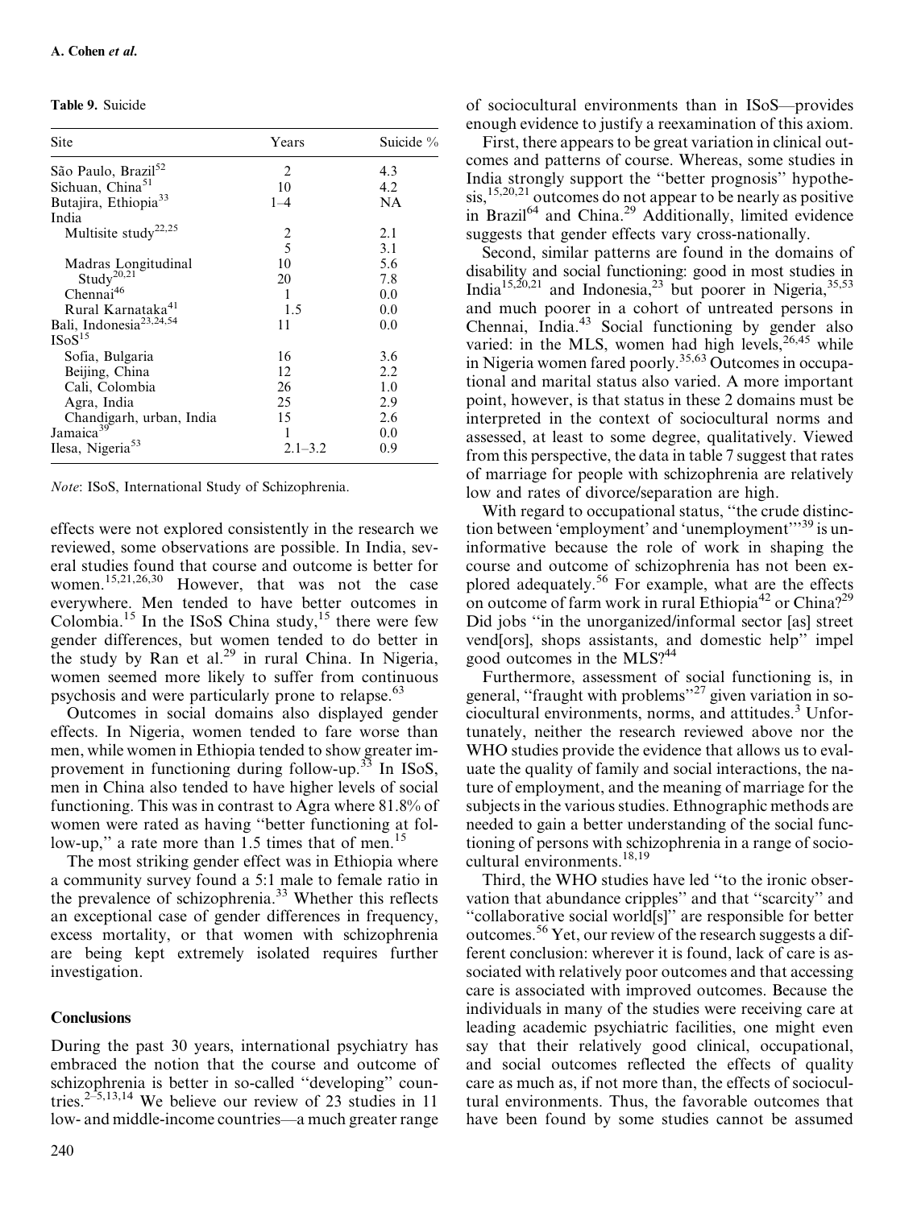**Table 9.** Suicide

| Site | Years | Suicide % |
|---|---|---|
| São Paulo, Brazil[52] | 2 | 4.3 |
| Sichuan, China[51] | 10 | 4.2 |
| Butajira, Ethiopia[33] | 1–4 | NA |
| India | | |
| Multisite study[22,25] | 2 | 2.1 |
| | 5 | 3.1 |
| Madras Longitudinal Study[20,21] | 10 | 5.6 |
| | 20 | 7.8 |
| Chennai[46] | 1 | 0.0 |
| Rural Karnataka[41] | 1.5 | 0.0 |
| Bali, Indonesia[23,24,54] | 11 | 0.0 |
| ISoS[15] | | |
| Sofia, Bulgaria | 16 | 3.6 |
| Beijing, China | 12 | 2.2 |
| Cali, Colombia | 26 | 1.0 |
| Agra, India | 25 | 2.9 |
| Chandigarh, urban, India | 15 | 2.6 |
| Jamaica[39] | 1 | 0.0 |
| Ilesa, Nigeria[53] | 2.1–3.2 | 0.9 |

*Note*: ISoS, International Study of Schizophrenia.

effects were not explored consistently in the research we reviewed, some observations are possible. In India, several studies found that course and outcome is better for women.[15,21,26,30] However, that was not the case everywhere. Men tended to have better outcomes in Colombia.[15] In the ISoS China study,[15] there were few gender differences, but women tended to do better in the study by Ran et al.[29] in rural China. In Nigeria, women seemed more likely to suffer from continuous psychosis and were particularly prone to relapse.[63]

Outcomes in social domains also displayed gender effects. In Nigeria, women tended to fare worse than men, while women in Ethiopia tended to show greater improvement in functioning during follow-up.[33] In ISoS, men in China also tended to have higher levels of social functioning. This was in contrast to Agra where 81.8% of women were rated as having ''better functioning at follow-up,'' a rate more than 1.5 times that of men.[15]

The most striking gender effect was in Ethiopia where a community survey found a 5:1 male to female ratio in the prevalence of schizophrenia.[33] Whether this reflects an exceptional case of gender differences in frequency, excess mortality, or that women with schizophrenia are being kept extremely isolated requires further investigation.

## Conclusions

During the past 30 years, international psychiatry has embraced the notion that the course and outcome of schizophrenia is better in so-called ''developing'' countries.[2–5,13,14] We believe our review of 23 studies in 11 low- and middle-income countries—a much greater range of sociocultural environments than in ISoS—provides enough evidence to justify a reexamination of this axiom.

First, there appears to be great variation in clinical outcomes and patterns of course. Whereas, some studies in India strongly support the ''better prognosis'' hypothesis,[15,20,21] outcomes do not appear to be nearly as positive in Brazil[64] and China.[29] Additionally, limited evidence suggests that gender effects vary cross-nationally.

Second, similar patterns are found in the domains of disability and social functioning: good in most studies in India[15,20,21] and Indonesia,[23] but poorer in Nigeria,[35,53] and much poorer in a cohort of untreated persons in Chennai, India.[43] Social functioning by gender also varied: in the MLS, women had high levels,[26,45] while in Nigeria women fared poorly.[35,63] Outcomes in occupational and marital status also varied. A more important point, however, is that status in these 2 domains must be interpreted in the context of sociocultural norms and assessed, at least to some degree, qualitatively. Viewed from this perspective, the data in table 7 suggest that rates of marriage for people with schizophrenia are relatively low and rates of divorce/separation are high.

With regard to occupational status, ''the crude distinction between 'employment' and 'unemployment'''[39] is uninformative because the role of work in shaping the course and outcome of schizophrenia has not been explored adequately.[56] For example, what are the effects on outcome of farm work in rural Ethiopia[42] or China?[29] Did jobs ''in the unorganized/informal sector [as] street vend[ors], shops assistants, and domestic help'' impel good outcomes in the MLS?[44]

Furthermore, assessment of social functioning is, in general, ''fraught with problems''[27] given variation in sociocultural environments, norms, and attitudes.[3] Unfortunately, neither the research reviewed above nor the WHO studies provide the evidence that allows us to evaluate the quality of family and social interactions, the nature of employment, and the meaning of marriage for the subjects in the various studies. Ethnographic methods are needed to gain a better understanding of the social functioning of persons with schizophrenia in a range of sociocultural environments.[18,19]

Third, the WHO studies have led ''to the ironic observation that abundance cripples'' and that ''scarcity'' and ''collaborative social world[s]'' are responsible for better outcomes.[56] Yet, our review of the research suggests a different conclusion: wherever it is found, lack of care is associated with relatively poor outcomes and that accessing care is associated with improved outcomes. Because the individuals in many of the studies were receiving care at leading academic psychiatric facilities, one might even say that their relatively good clinical, occupational, and social outcomes reflected the effects of quality care as much as, if not more than, the effects of sociocultural environments. Thus, the favorable outcomes that have been found by some studies cannot be assumed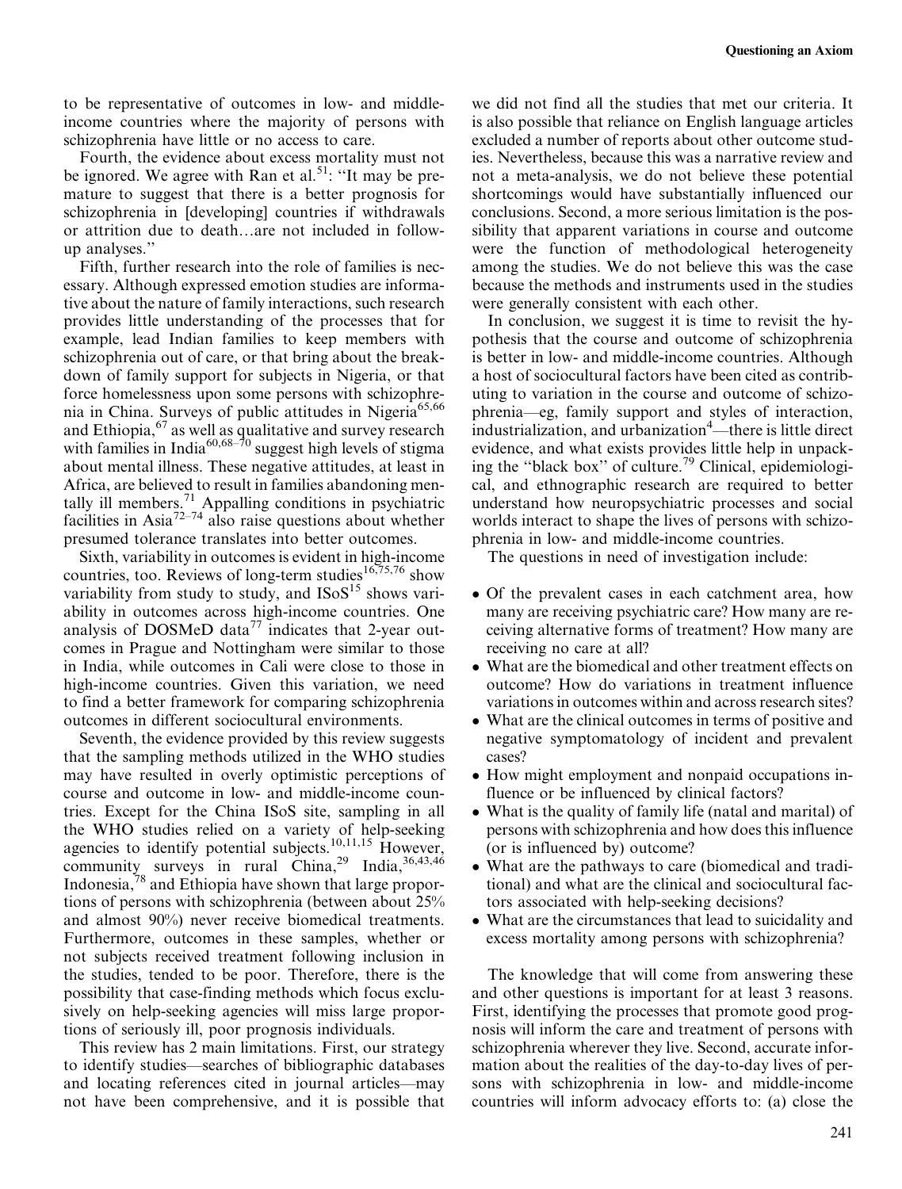to be representative of outcomes in low- and middle-income countries where the majority of persons with schizophrenia have little or no access to care.

Fourth, the evidence about excess mortality must not be ignored. We agree with Ran et al.[51]: "It may be premature to suggest that there is a better prognosis for schizophrenia in [developing] countries if withdrawals or attrition due to death…are not included in follow-up analyses."

Fifth, further research into the role of families is necessary. Although expressed emotion studies are informative about the nature of family interactions, such research provides little understanding of the processes that for example, lead Indian families to keep members with schizophrenia out of care, or that bring about the breakdown of family support for subjects in Nigeria, or that force homelessness upon some persons with schizophrenia in China. Surveys of public attitudes in Nigeria[65,66] and Ethiopia,[67] as well as qualitative and survey research with families in India[60,68–70] suggest high levels of stigma about mental illness. These negative attitudes, at least in Africa, are believed to result in families abandoning mentally ill members.[71] Appalling conditions in psychiatric facilities in Asia[72–74] also raise questions about whether presumed tolerance translates into better outcomes.

Sixth, variability in outcomes is evident in high-income countries, too. Reviews of long-term studies[16,75,76] show variability from study to study, and ISoS[15] shows variability in outcomes across high-income countries. One analysis of DOSMeD data[77] indicates that 2-year outcomes in Prague and Nottingham were similar to those in India, while outcomes in Cali were close to those in high-income countries. Given this variation, we need to find a better framework for comparing schizophrenia outcomes in different sociocultural environments.

Seventh, the evidence provided by this review suggests that the sampling methods utilized in the WHO studies may have resulted in overly optimistic perceptions of course and outcome in low- and middle-income countries. Except for the China ISoS site, sampling in all the WHO studies relied on a variety of help-seeking agencies to identify potential subjects.[10,11,15] However, community surveys in rural China,[29] India,[36,43,46] Indonesia,[78] and Ethiopia have shown that large proportions of persons with schizophrenia (between about 25% and almost 90%) never receive biomedical treatments. Furthermore, outcomes in these samples, whether or not subjects received treatment following inclusion in the studies, tended to be poor. Therefore, there is the possibility that case-finding methods which focus exclusively on help-seeking agencies will miss large proportions of seriously ill, poor prognosis individuals.

This review has 2 main limitations. First, our strategy to identify studies—searches of bibliographic databases and locating references cited in journal articles—may not have been comprehensive, and it is possible that we did not find all the studies that met our criteria. It is also possible that reliance on English language articles excluded a number of reports about other outcome studies. Nevertheless, because this was a narrative review and not a meta-analysis, we do not believe these potential shortcomings would have substantially influenced our conclusions. Second, a more serious limitation is the possibility that apparent variations in course and outcome were the function of methodological heterogeneity among the studies. We do not believe this was the case because the methods and instruments used in the studies were generally consistent with each other.

In conclusion, we suggest it is time to revisit the hypothesis that the course and outcome of schizophrenia is better in low- and middle-income countries. Although a host of sociocultural factors have been cited as contributing to variation in the course and outcome of schizophrenia—eg, family support and styles of interaction, industrialization, and urbanization[4]—there is little direct evidence, and what exists provides little help in unpacking the "black box" of culture.[79] Clinical, epidemiological, and ethnographic research are required to better understand how neuropsychiatric processes and social worlds interact to shape the lives of persons with schizophrenia in low- and middle-income countries.

The questions in need of investigation include:

- Of the prevalent cases in each catchment area, how many are receiving psychiatric care? How many are receiving alternative forms of treatment? How many are receiving no care at all?
- What are the biomedical and other treatment effects on outcome? How do variations in treatment influence variations in outcomes within and across research sites?
- What are the clinical outcomes in terms of positive and negative symptomatology of incident and prevalent cases?
- How might employment and nonpaid occupations influence or be influenced by clinical factors?
- What is the quality of family life (natal and marital) of persons with schizophrenia and how does this influence (or is influenced by) outcome?
- What are the pathways to care (biomedical and traditional) and what are the clinical and sociocultural factors associated with help-seeking decisions?
- What are the circumstances that lead to suicidality and excess mortality among persons with schizophrenia?

The knowledge that will come from answering these and other questions is important for at least 3 reasons. First, identifying the processes that promote good prognosis will inform the care and treatment of persons with schizophrenia wherever they live. Second, accurate information about the realities of the day-to-day lives of persons with schizophrenia in low- and middle-income countries will inform advocacy efforts to: (a) close the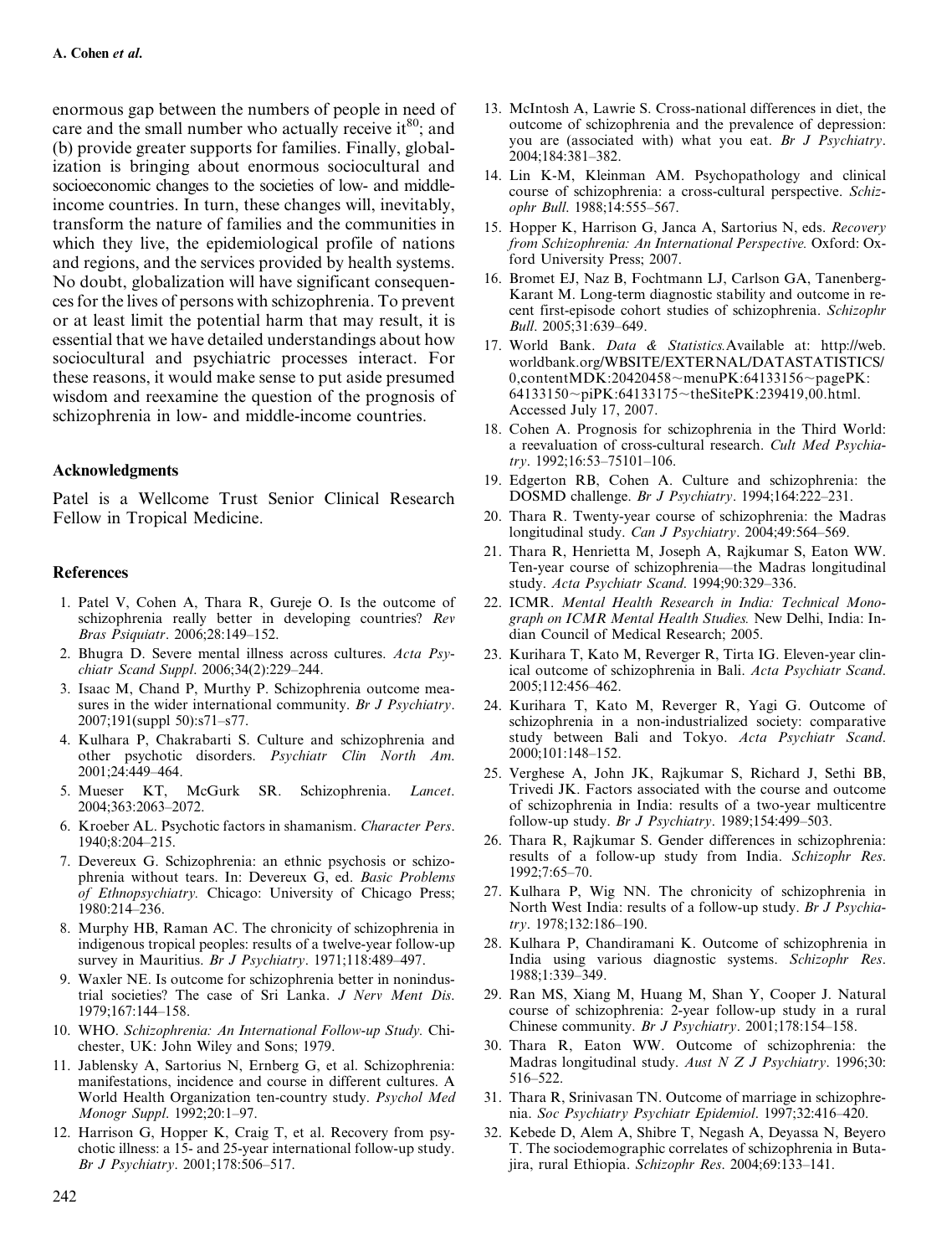enormous gap between the numbers of people in need of care and the small number who actually receive it[80]; and (b) provide greater supports for families. Finally, globalization is bringing about enormous sociocultural and socioeconomic changes to the societies of low- and middle-income countries. In turn, these changes will, inevitably, transform the nature of families and the communities in which they live, the epidemiological profile of nations and regions, and the services provided by health systems. No doubt, globalization will have significant consequences for the lives of persons with schizophrenia. To prevent or at least limit the potential harm that may result, it is essential that we have detailed understandings about how sociocultural and psychiatric processes interact. For these reasons, it would make sense to put aside presumed wisdom and reexamine the question of the prognosis of schizophrenia in low- and middle-income countries.

## Acknowledgments

Patel is a Wellcome Trust Senior Clinical Research Fellow in Tropical Medicine.

## References

1. Patel V, Cohen A, Thara R, Gureje O. Is the outcome of schizophrenia really better in developing countries? *Rev Bras Psiquiatr*. 2006;28:149–152.
2. Bhugra D. Severe mental illness across cultures. *Acta Psychiatr Scand Suppl*. 2006;34(2):229–244.
3. Isaac M, Chand P, Murthy P. Schizophrenia outcome measures in the wider international community. *Br J Psychiatry*. 2007;191(suppl 50):s71–s77.
4. Kulhara P, Chakrabarti S. Culture and schizophrenia and other psychotic disorders. *Psychiatr Clin North Am*. 2001;24:449–464.
5. Mueser KT, McGurk SR. Schizophrenia. *Lancet*. 2004;363:2063–2072.
6. Kroeber AL. Psychotic factors in shamanism. *Character Pers*. 1940;8:204–215.
7. Devereux G. Schizophrenia: an ethnic psychosis or schizophrenia without tears. In: Devereux G, ed. *Basic Problems of Ethnopsychiatry.* Chicago: University of Chicago Press; 1980:214–236.
8. Murphy HB, Raman AC. The chronicity of schizophrenia in indigenous tropical peoples: results of a twelve-year follow-up survey in Mauritius. *Br J Psychiatry*. 1971;118:489–497.
9. Waxler NE. Is outcome for schizophrenia better in nonindustrial societies? The case of Sri Lanka. *J Nerv Ment Dis.* 1979;167:144–158.
10. WHO. *Schizophrenia: An International Follow-up Study.* Chichester, UK: John Wiley and Sons; 1979.
11. Jablensky A, Sartorius N, Ernberg G, et al. Schizophrenia: manifestations, incidence and course in different cultures. A World Health Organization ten-country study. *Psychol Med Monogr Suppl*. 1992;20:1–97.
12. Harrison G, Hopper K, Craig T, et al. Recovery from psychotic illness: a 15- and 25-year international follow-up study. *Br J Psychiatry*. 2001;178:506–517.
13. McIntosh A, Lawrie S. Cross-national differences in diet, the outcome of schizophrenia and the prevalence of depression: you are (associated with) what you eat. *Br J Psychiatry*. 2004;184:381–382.
14. Lin K-M, Kleinman AM. Psychopathology and clinical course of schizophrenia: a cross-cultural perspective. *Schizophr Bull*. 1988;14:555–567.
15. Hopper K, Harrison G, Janca A, Sartorius N, eds. *Recovery from Schizophrenia: An International Perspective.* Oxford: Oxford University Press; 2007.
16. Bromet EJ, Naz B, Fochtmann LJ, Carlson GA, Tanenberg-Karant M. Long-term diagnostic stability and outcome in recent first-episode cohort studies of schizophrenia. *Schizophr Bull*. 2005;31:639–649.
17. World Bank. *Data & Statistics.*Available at: http://web.worldbank.org/WBSITE/EXTERNAL/DATASTATISTICS/0,contentMDK:20420458~menuPK:64133156~pagePK:64133150~piPK:64133175~theSitePK:239419,00.html. Accessed July 17, 2007.
18. Cohen A. Prognosis for schizophrenia in the Third World: a reevaluation of cross-cultural research. *Cult Med Psychiatry*. 1992;16:53–75101–106.
19. Edgerton RB, Cohen A. Culture and schizophrenia: the DOSMD challenge. *Br J Psychiatry*. 1994;164:222–231.
20. Thara R. Twenty-year course of schizophrenia: the Madras longitudinal study. *Can J Psychiatry*. 2004;49:564–569.
21. Thara R, Henrietta M, Joseph A, Rajkumar S, Eaton WW. Ten-year course of schizophrenia—the Madras longitudinal study. *Acta Psychiatr Scand*. 1994;90:329–336.
22. ICMR. *Mental Health Research in India: Technical Monograph on ICMR Mental Health Studies.* New Delhi, India: Indian Council of Medical Research; 2005.
23. Kurihara T, Kato M, Reverger R, Tirta IG. Eleven-year clinical outcome of schizophrenia in Bali. *Acta Psychiatr Scand*. 2005;112:456–462.
24. Kurihara T, Kato M, Reverger R, Yagi G. Outcome of schizophrenia in a non-industrialized society: comparative study between Bali and Tokyo. *Acta Psychiatr Scand*. 2000;101:148–152.
25. Verghese A, John JK, Rajkumar S, Richard J, Sethi BB, Trivedi JK. Factors associated with the course and outcome of schizophrenia in India: results of a two-year multicentre follow-up study. *Br J Psychiatry*. 1989;154:499–503.
26. Thara R, Rajkumar S. Gender differences in schizophrenia: results of a follow-up study from India. *Schizophr Res*. 1992;7:65–70.
27. Kulhara P, Wig NN. The chronicity of schizophrenia in North West India: results of a follow-up study. *Br J Psychiatry*. 1978;132:186–190.
28. Kulhara P, Chandiramani K. Outcome of schizophrenia in India using various diagnostic systems. *Schizophr Res*. 1988;1:339–349.
29. Ran MS, Xiang M, Huang M, Shan Y, Cooper J. Natural course of schizophrenia: 2-year follow-up study in a rural Chinese community. *Br J Psychiatry*. 2001;178:154–158.
30. Thara R, Eaton WW. Outcome of schizophrenia: the Madras longitudinal study. *Aust N Z J Psychiatry*. 1996;30:516–522.
31. Thara R, Srinivasan TN. Outcome of marriage in schizophrenia. *Soc Psychiatry Psychiatr Epidemiol*. 1997;32:416–420.
32. Kebede D, Alem A, Shibre T, Negash A, Deyassa N, Beyero T. The sociodemographic correlates of schizophrenia in Butajira, rural Ethiopia. *Schizophr Res*. 2004;69:133–141.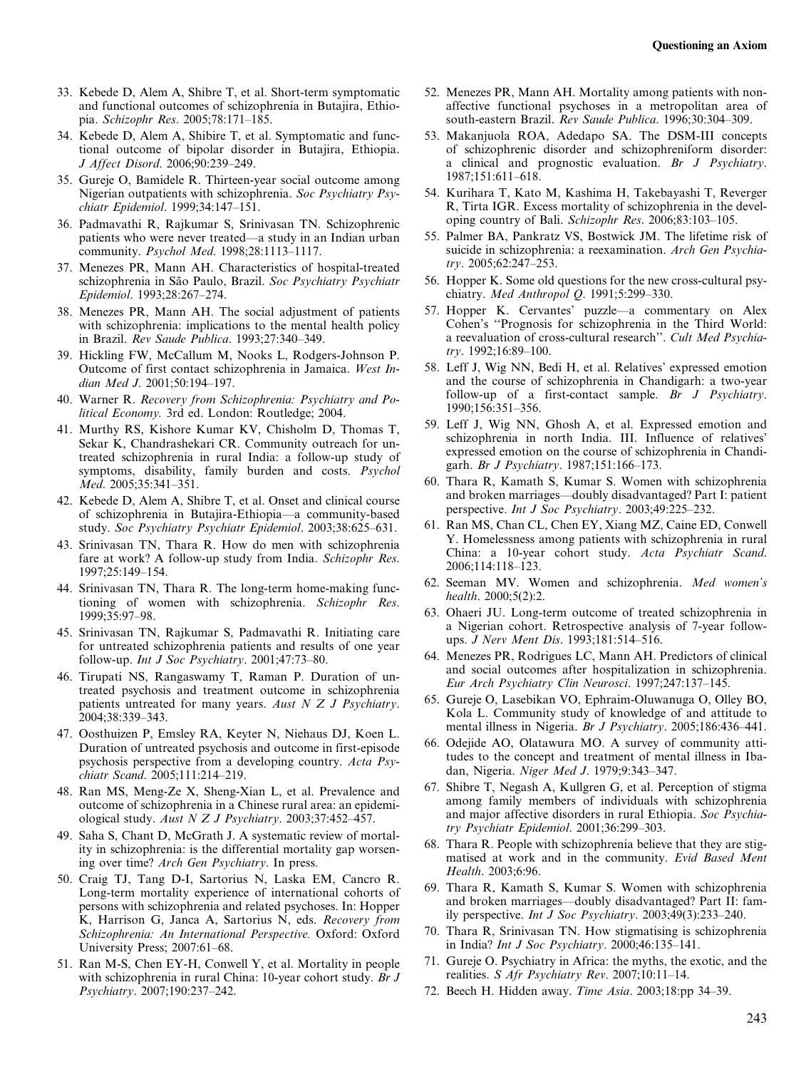33. Kebede D, Alem A, Shibre T, et al. Short-term symptomatic and functional outcomes of schizophrenia in Butajira, Ethiopia. *Schizophr Res*. 2005;78:171–185.
34. Kebede D, Alem A, Shibire T, et al. Symptomatic and functional outcome of bipolar disorder in Butajira, Ethiopia. *J Affect Disord*. 2006;90:239–249.
35. Gureje O, Bamidele R. Thirteen-year social outcome among Nigerian outpatients with schizophrenia. *Soc Psychiatry Psychiatr Epidemiol*. 1999;34:147–151.
36. Padmavathi R, Rajkumar S, Srinivasan TN. Schizophrenic patients who were never treated—a study in an Indian urban community. *Psychol Med*. 1998;28:1113–1117.
37. Menezes PR, Mann AH. Characteristics of hospital-treated schizophrenia in São Paulo, Brazil. *Soc Psychiatry Psychiatr Epidemiol*. 1993;28:267–274.
38. Menezes PR, Mann AH. The social adjustment of patients with schizophrenia: implications to the mental health policy in Brazil. *Rev Saude Publica*. 1993;27:340–349.
39. Hickling FW, McCallum M, Nooks L, Rodgers-Johnson P. Outcome of first contact schizophrenia in Jamaica. *West Indian Med J*. 2001;50:194–197.
40. Warner R. *Recovery from Schizophrenia: Psychiatry and Political Economy.* 3rd ed. London: Routledge; 2004.
41. Murthy RS, Kishore Kumar KV, Chisholm D, Thomas T, Sekar K, Chandrashekari CR. Community outreach for untreated schizophrenia in rural India: a follow-up study of symptoms, disability, family burden and costs. *Psychol Med*. 2005;35:341–351.
42. Kebede D, Alem A, Shibre T, et al. Onset and clinical course of schizophrenia in Butajira-Ethiopia—a community-based study. *Soc Psychiatry Psychiatr Epidemiol*. 2003;38:625–631.
43. Srinivasan TN, Thara R. How do men with schizophrenia fare at work? A follow-up study from India. *Schizophr Res*. 1997;25:149–154.
44. Srinivasan TN, Thara R. The long-term home-making functioning of women with schizophrenia. *Schizophr Res*. 1999;35:97–98.
45. Srinivasan TN, Rajkumar S, Padmavathi R. Initiating care for untreated schizophrenia patients and results of one year follow-up. *Int J Soc Psychiatry*. 2001;47:73–80.
46. Tirupati NS, Rangaswamy T, Raman P. Duration of untreated psychosis and treatment outcome in schizophrenia patients untreated for many years. *Aust N Z J Psychiatry*. 2004;38:339–343.
47. Oosthuizen P, Emsley RA, Keyter N, Niehaus DJ, Koen L. Duration of untreated psychosis and outcome in first-episode psychosis perspective from a developing country. *Acta Psychiatr Scand*. 2005;111:214–219.
48. Ran MS, Meng-Ze X, Sheng-Xian L, et al. Prevalence and outcome of schizophrenia in a Chinese rural area: an epidemiological study. *Aust N Z J Psychiatry*. 2003;37:452–457.
49. Saha S, Chant D, McGrath J. A systematic review of mortality in schizophrenia: is the differential mortality gap worsening over time? *Arch Gen Psychiatry*. In press.
50. Craig TJ, Tang D-I, Sartorius N, Laska EM, Cancro R. Long-term mortality experience of international cohorts of persons with schizophrenia and related psychoses. In: Hopper K, Harrison G, Janca A, Sartorius N, eds. *Recovery from Schizophrenia: An International Perspective.* Oxford: Oxford University Press; 2007:61–68.
51. Ran M-S, Chen EY-H, Conwell Y, et al. Mortality in people with schizophrenia in rural China: 10-year cohort study. *Br J Psychiatry*. 2007;190:237–242.
52. Menezes PR, Mann AH. Mortality among patients with non-affective functional psychoses in a metropolitan area of south-eastern Brazil. *Rev Saude Publica*. 1996;30:304–309.
53. Makanjuola ROA, Adedapo SA. The DSM-III concepts of schizophrenic disorder and schizophreniform disorder: a clinical and prognostic evaluation. *Br J Psychiatry*. 1987;151:611–618.
54. Kurihara T, Kato M, Kashima H, Takebayashi T, Reverger R, Tirta IGR. Excess mortality of schizophrenia in the developing country of Bali. *Schizophr Res*. 2006;83:103–105.
55. Palmer BA, Pankratz VS, Bostwick JM. The lifetime risk of suicide in schizophrenia: a reexamination. *Arch Gen Psychiatry*. 2005;62:247–253.
56. Hopper K. Some old questions for the new cross-cultural psychiatry. *Med Anthropol Q*. 1991;5:299–330.
57. Hopper K. Cervantes' puzzle—a commentary on Alex Cohen's "Prognosis for schizophrenia in the Third World: a reevaluation of cross-cultural research". *Cult Med Psychiatry*. 1992;16:89–100.
58. Leff J, Wig NN, Bedi H, et al. Relatives' expressed emotion and the course of schizophrenia in Chandigarh: a two-year follow-up of a first-contact sample. *Br J Psychiatry*. 1990;156:351–356.
59. Leff J, Wig NN, Ghosh A, et al. Expressed emotion and schizophrenia in north India. III. Influence of relatives' expressed emotion on the course of schizophrenia in Chandigarh. *Br J Psychiatry*. 1987;151:166–173.
60. Thara R, Kamath S, Kumar S. Women with schizophrenia and broken marriages—doubly disadvantaged? Part I: patient perspective. *Int J Soc Psychiatry*. 2003;49:225–232.
61. Ran MS, Chan CL, Chen EY, Xiang MZ, Caine ED, Conwell Y. Homelessness among patients with schizophrenia in rural China: a 10-year cohort study. *Acta Psychiatr Scand*. 2006;114:118–123.
62. Seeman MV. Women and schizophrenia. *Med women's health*. 2000;5(2):2.
63. Ohaeri JU. Long-term outcome of treated schizophrenia in a Nigerian cohort. Retrospective analysis of 7-year follow-ups. *J Nerv Ment Dis*. 1993;181:514–516.
64. Menezes PR, Rodrigues LC, Mann AH. Predictors of clinical and social outcomes after hospitalization in schizophrenia. *Eur Arch Psychiatry Clin Neurosci*. 1997;247:137–145.
65. Gureje O, Lasebikan VO, Ephraim-Oluwanuga O, Olley BO, Kola L. Community study of knowledge of and attitude to mental illness in Nigeria. *Br J Psychiatry*. 2005;186:436–441.
66. Odejide AO, Olatawura MO. A survey of community attitudes to the concept and treatment of mental illness in Ibadan, Nigeria. *Niger Med J*. 1979;9:343–347.
67. Shibre T, Negash A, Kullgren G, et al. Perception of stigma among family members of individuals with schizophrenia and major affective disorders in rural Ethiopia. *Soc Psychiatry Psychiatr Epidemiol*. 2001;36:299–303.
68. Thara R. People with schizophrenia believe that they are stigmatised at work and in the community. *Evid Based Ment Health*. 2003;6:96.
69. Thara R, Kamath S, Kumar S. Women with schizophrenia and broken marriages—doubly disadvantaged? Part II: family perspective. *Int J Soc Psychiatry*. 2003;49(3):233–240.
70. Thara R, Srinivasan TN. How stigmatising is schizophrenia in India? *Int J Soc Psychiatry*. 2000;46:135–141.
71. Gureje O. Psychiatry in Africa: the myths, the exotic, and the realities. *S Afr Psychiatry Rev*. 2007;10:11–14.
72. Beech H. Hidden away. *Time Asia*. 2003;18:pp 34–39.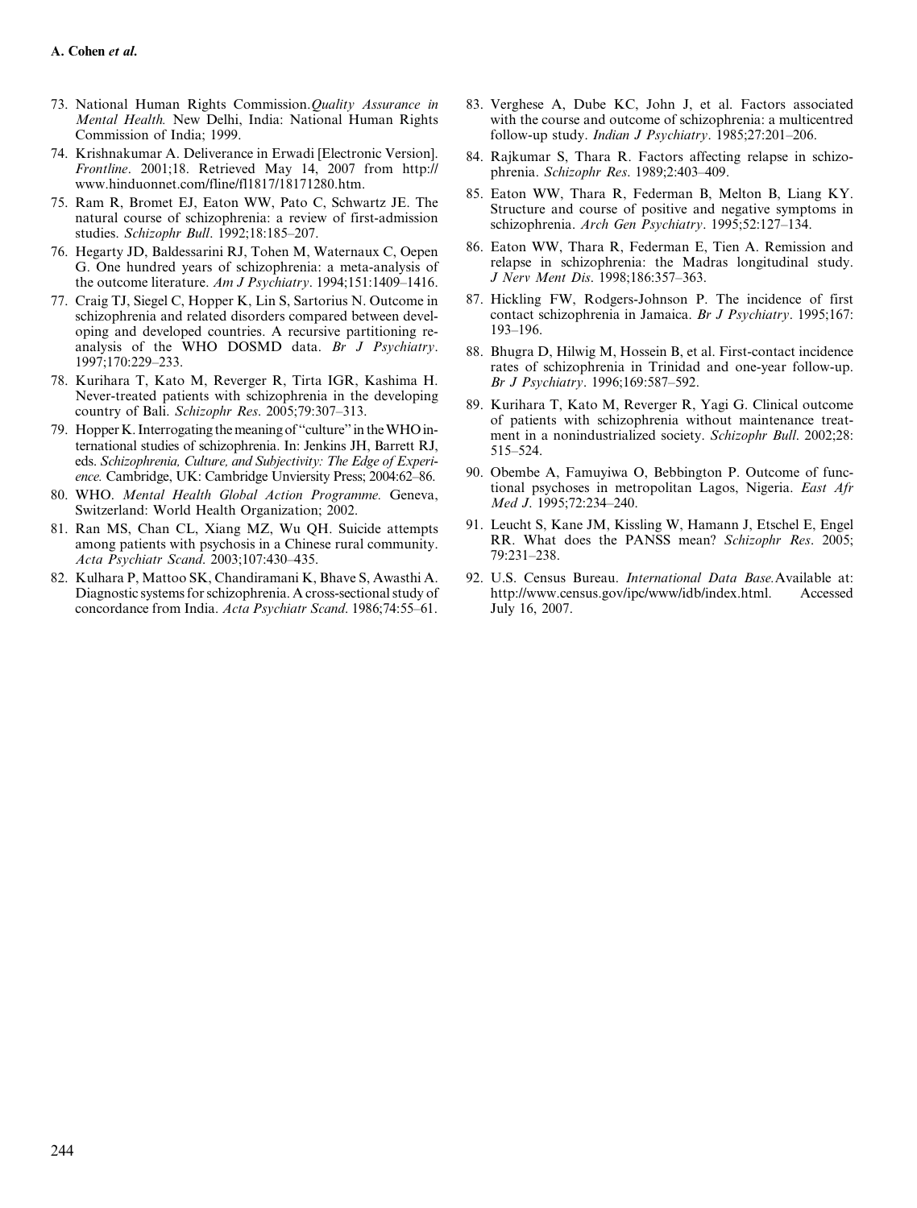73. National Human Rights Commission. *Quality Assurance in Mental Health.* New Delhi, India: National Human Rights Commission of India; 1999.
74. Krishnakumar A. Deliverance in Erwadi [Electronic Version]. *Frontline*. 2001;18. Retrieved May 14, 2007 from http://www.hinduonnet.com/fline/fl1817/18171280.htm.
75. Ram R, Bromet EJ, Eaton WW, Pato C, Schwartz JE. The natural course of schizophrenia: a review of first-admission studies. *Schizophr Bull*. 1992;18:185–207.
76. Hegarty JD, Baldessarini RJ, Tohen M, Waternaux C, Oepen G. One hundred years of schizophrenia: a meta-analysis of the outcome literature. *Am J Psychiatry*. 1994;151:1409–1416.
77. Craig TJ, Siegel C, Hopper K, Lin S, Sartorius N. Outcome in schizophrenia and related disorders compared between developing and developed countries. A recursive partitioning re-analysis of the WHO DOSMD data. *Br J Psychiatry*. 1997;170:229–233.
78. Kurihara T, Kato M, Reverger R, Tirta IGR, Kashima H. Never-treated patients with schizophrenia in the developing country of Bali. *Schizophr Res*. 2005;79:307–313.
79. Hopper K. Interrogating the meaning of "culture" in the WHO international studies of schizophrenia. In: Jenkins JH, Barrett RJ, eds. *Schizophrenia, Culture, and Subjectivity: The Edge of Experience.* Cambridge, UK: Cambridge Unviersity Press; 2004:62–86.
80. WHO. *Mental Health Global Action Programme.* Geneva, Switzerland: World Health Organization; 2002.
81. Ran MS, Chan CL, Xiang MZ, Wu QH. Suicide attempts among patients with psychosis in a Chinese rural community. *Acta Psychiatr Scand*. 2003;107:430–435.
82. Kulhara P, Mattoo SK, Chandiramani K, Bhave S, Awasthi A. Diagnostic systems for schizophrenia. A cross-sectional study of concordance from India. *Acta Psychiatr Scand*. 1986;74:55–61.
83. Verghese A, Dube KC, John J, et al. Factors associated with the course and outcome of schizophrenia: a multicentred follow-up study. *Indian J Psychiatry*. 1985;27:201–206.
84. Rajkumar S, Thara R. Factors affecting relapse in schizophrenia. *Schizophr Res*. 1989;2:403–409.
85. Eaton WW, Thara R, Federman B, Melton B, Liang KY. Structure and course of positive and negative symptoms in schizophrenia. *Arch Gen Psychiatry*. 1995;52:127–134.
86. Eaton WW, Thara R, Federman E, Tien A. Remission and relapse in schizophrenia: the Madras longitudinal study. *J Nerv Ment Dis*. 1998;186:357–363.
87. Hickling FW, Rodgers-Johnson P. The incidence of first contact schizophrenia in Jamaica. *Br J Psychiatry*. 1995;167:193–196.
88. Bhugra D, Hilwig M, Hossein B, et al. First-contact incidence rates of schizophrenia in Trinidad and one-year follow-up. *Br J Psychiatry*. 1996;169:587–592.
89. Kurihara T, Kato M, Reverger R, Yagi G. Clinical outcome of patients with schizophrenia without maintenance treatment in a nonindustrialized society. *Schizophr Bull*. 2002;28:515–524.
90. Obembe A, Famuyiwa O, Bebbington P. Outcome of functional psychoses in metropolitan Lagos, Nigeria. *East Afr Med J*. 1995;72:234–240.
91. Leucht S, Kane JM, Kissling W, Hamann J, Etschel E, Engel RR. What does the PANSS mean? *Schizophr Res*. 2005;79:231–238.
92. U.S. Census Bureau. *International Data Base.* Available at: http://www.census.gov/ipc/www/idb/index.html. Accessed July 16, 2007.